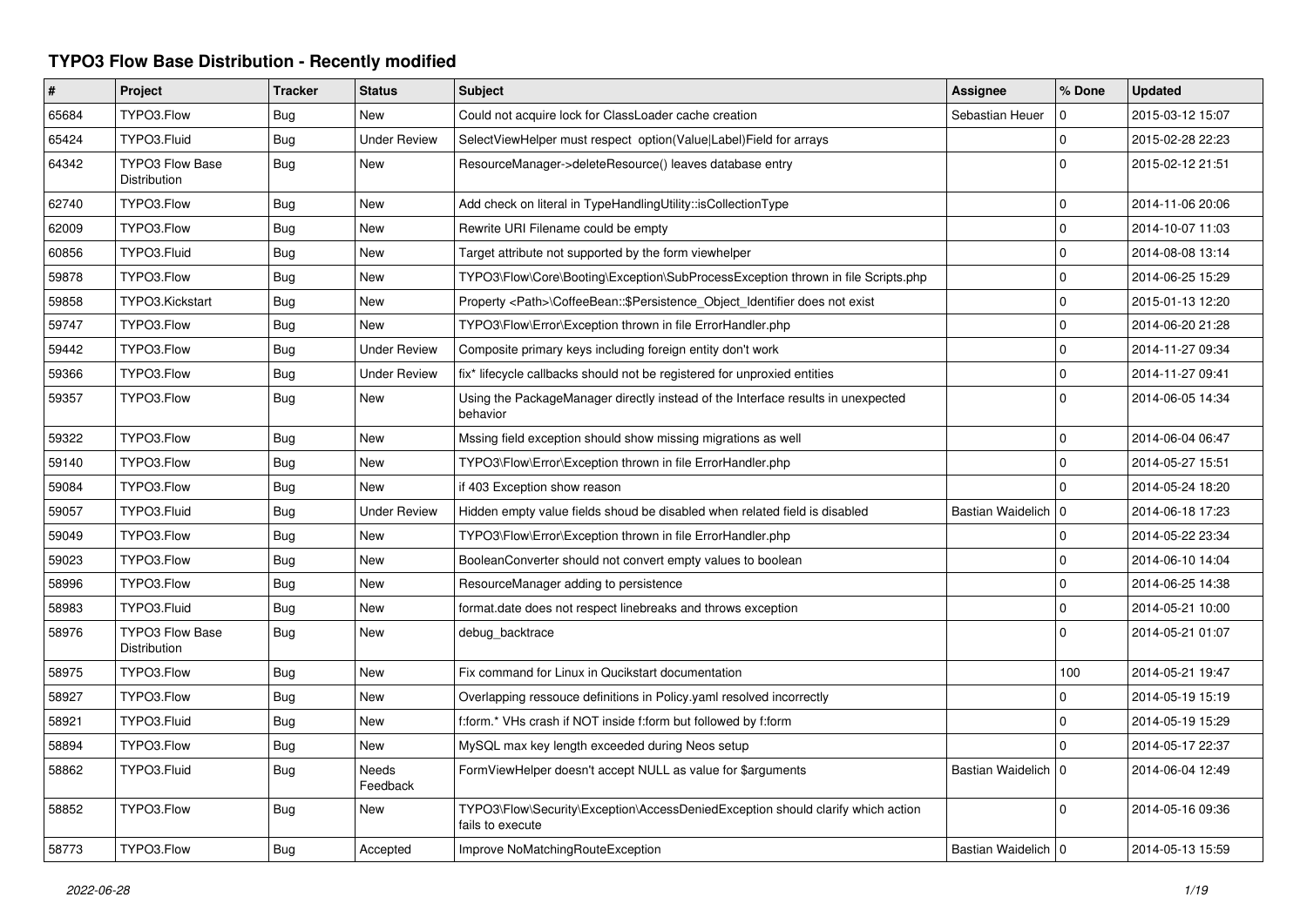# TYPO3 Flow Base Distribution - Recently modified

| # | Project | Tracker | Status | Subject | Assignee | % Done | Updated |
|---|---|---|---|---|---|---|---|
| 65684 | TYPO3.Flow | Bug | New | Could not acquire lock for ClassLoader cache creation | Sebastian Heuer | 0 | 2015-03-12 15:07 |
| 65424 | TYPO3.Fluid | Bug | Under Review | SelectViewHelper must respect option(Value\|Label)Field for arrays | | 0 | 2015-02-28 22:23 |
| 64342 | TYPO3 Flow Base Distribution | Bug | New | ResourceManager->deleteResource() leaves database entry | | 0 | 2015-02-12 21:51 |
| 62740 | TYPO3.Flow | Bug | New | Add check on literal in TypeHandlingUtility::isCollectionType | | 0 | 2014-11-06 20:06 |
| 62009 | TYPO3.Flow | Bug | New | Rewrite URI Filename could be empty | | 0 | 2014-10-07 11:03 |
| 60856 | TYPO3.Fluid | Bug | New | Target attribute not supported by the form viewhelper | | 0 | 2014-08-08 13:14 |
| 59878 | TYPO3.Flow | Bug | New | TYPO3\Flow\Core\Booting\Exception\SubProcessException thrown in file Scripts.php | | 0 | 2014-06-25 15:29 |
| 59858 | TYPO3.Kickstart | Bug | New | Property <Path>\CoffeeBean::$Persistence_Object_Identifier does not exist | | 0 | 2015-01-13 12:20 |
| 59747 | TYPO3.Flow | Bug | New | TYPO3\Flow\Error\Exception thrown in file ErrorHandler.php | | 0 | 2014-06-20 21:28 |
| 59442 | TYPO3.Flow | Bug | Under Review | Composite primary keys including foreign entity don't work | | 0 | 2014-11-27 09:34 |
| 59366 | TYPO3.Flow | Bug | Under Review | fix* lifecycle callbacks should not be registered for unproxied entities | | 0 | 2014-11-27 09:41 |
| 59357 | TYPO3.Flow | Bug | New | Using the PackageManager directly instead of the Interface results in unexpected behavior | | 0 | 2014-06-05 14:34 |
| 59322 | TYPO3.Flow | Bug | New | Mssing field exception should show missing migrations as well | | 0 | 2014-06-04 06:47 |
| 59140 | TYPO3.Flow | Bug | New | TYPO3\Flow\Error\Exception thrown in file ErrorHandler.php | | 0 | 2014-05-27 15:51 |
| 59084 | TYPO3.Flow | Bug | New | if 403 Exception show reason | | 0 | 2014-05-24 18:20 |
| 59057 | TYPO3.Fluid | Bug | Under Review | Hidden empty value fields shoud be disabled when related field is disabled | Bastian Waidelich | 0 | 2014-06-18 17:23 |
| 59049 | TYPO3.Flow | Bug | New | TYPO3\Flow\Error\Exception thrown in file ErrorHandler.php | | 0 | 2014-05-22 23:34 |
| 59023 | TYPO3.Flow | Bug | New | BooleanConverter should not convert empty values to boolean | | 0 | 2014-06-10 14:04 |
| 58996 | TYPO3.Flow | Bug | New | ResourceManager adding to persistence | | 0 | 2014-06-25 14:38 |
| 58983 | TYPO3.Fluid | Bug | New | format.date does not respect linebreaks and throws exception | | 0 | 2014-05-21 10:00 |
| 58976 | TYPO3 Flow Base Distribution | Bug | New | debug_backtrace | | 0 | 2014-05-21 01:07 |
| 58975 | TYPO3.Flow | Bug | New | Fix command for Linux in Qucikstart documentation | | 100 | 2014-05-21 19:47 |
| 58927 | TYPO3.Flow | Bug | New | Overlapping ressouce definitions in Policy.yaml resolved incorrectly | | 0 | 2014-05-19 15:19 |
| 58921 | TYPO3.Fluid | Bug | New | f:form.* VHs crash if NOT inside f:form but followed by f:form | | 0 | 2014-05-19 15:29 |
| 58894 | TYPO3.Flow | Bug | New | MySQL max key length exceeded during Neos setup | | 0 | 2014-05-17 22:37 |
| 58862 | TYPO3.Fluid | Bug | Needs Feedback | FormViewHelper doesn't accept NULL as value for $arguments | Bastian Waidelich | 0 | 2014-06-04 12:49 |
| 58852 | TYPO3.Flow | Bug | New | TYPO3\Flow\Security\Exception\AccessDeniedException should clarify which action fails to execute | | 0 | 2014-05-16 09:36 |
| 58773 | TYPO3.Flow | Bug | Accepted | Improve NoMatchingRouteException | Bastian Waidelich | 0 | 2014-05-13 15:59 |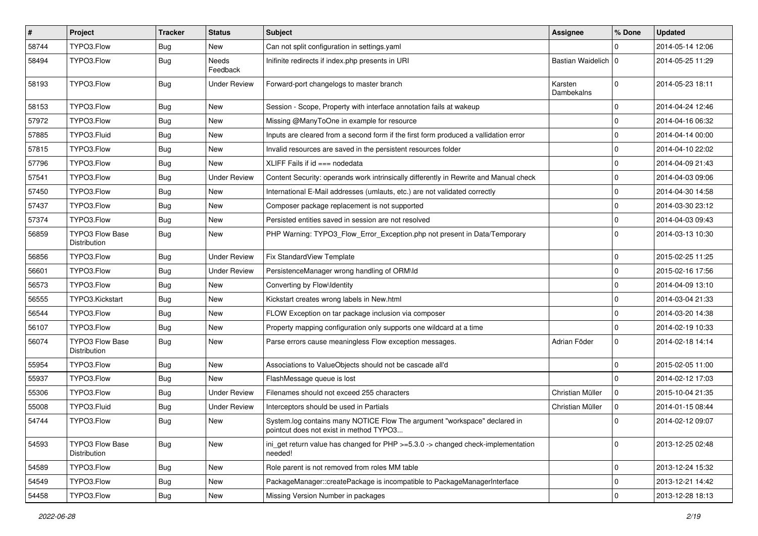| # | Project | Tracker | Status | Subject | Assignee | % Done | Updated |
|---|---|---|---|---|---|---|---|
| 58744 | TYPO3.Flow | Bug | New | Can not split configuration in settings.yaml | | 0 | 2014-05-14 12:06 |
| 58494 | TYPO3.Flow | Bug | Needs Feedback | Inifinite redirects if index.php presents in URI | Bastian Waidelich | 0 | 2014-05-25 11:29 |
| 58193 | TYPO3.Flow | Bug | Under Review | Forward-port changelogs to master branch | Karsten Dambekalns | 0 | 2014-05-23 18:11 |
| 58153 | TYPO3.Flow | Bug | New | Session - Scope, Property with interface annotation fails at wakeup | | 0 | 2014-04-24 12:46 |
| 57972 | TYPO3.Flow | Bug | New | Missing @ManyToOne in example for resource | | 0 | 2014-04-16 06:32 |
| 57885 | TYPO3.Fluid | Bug | New | Inputs are cleared from a second form if the first form produced a vallidation error | | 0 | 2014-04-14 00:00 |
| 57815 | TYPO3.Flow | Bug | New | Invalid resources are saved in the persistent resources folder | | 0 | 2014-04-10 22:02 |
| 57796 | TYPO3.Flow | Bug | New | XLIFF Fails if id === nodedata | | 0 | 2014-04-09 21:43 |
| 57541 | TYPO3.Flow | Bug | Under Review | Content Security: operands work intrinsically differently in Rewrite and Manual check | | 0 | 2014-04-03 09:06 |
| 57450 | TYPO3.Flow | Bug | New | International E-Mail addresses (umlauts, etc.) are not validated correctly | | 0 | 2014-04-30 14:58 |
| 57437 | TYPO3.Flow | Bug | New | Composer package replacement is not supported | | 0 | 2014-03-30 23:12 |
| 57374 | TYPO3.Flow | Bug | New | Persisted entities saved in session are not resolved | | 0 | 2014-04-03 09:43 |
| 56859 | TYPO3 Flow Base Distribution | Bug | New | PHP Warning: TYPO3_Flow_Error_Exception.php not present in Data/Temporary | | 0 | 2014-03-13 10:30 |
| 56856 | TYPO3.Flow | Bug | Under Review | Fix StandardView Template | | 0 | 2015-02-25 11:25 |
| 56601 | TYPO3.Flow | Bug | Under Review | PersistenceManager wrong handling of ORM\Id | | 0 | 2015-02-16 17:56 |
| 56573 | TYPO3.Flow | Bug | New | Converting by Flow\Identity | | 0 | 2014-04-09 13:10 |
| 56555 | TYPO3.Kickstart | Bug | New | Kickstart creates wrong labels in New.html | | 0 | 2014-03-04 21:33 |
| 56544 | TYPO3.Flow | Bug | New | FLOW Exception on tar package inclusion via composer | | 0 | 2014-03-20 14:38 |
| 56107 | TYPO3.Flow | Bug | New | Property mapping configuration only supports one wildcard at a time | | 0 | 2014-02-19 10:33 |
| 56074 | TYPO3 Flow Base Distribution | Bug | New | Parse errors cause meaningless Flow exception messages. | Adrian Föder | 0 | 2014-02-18 14:14 |
| 55954 | TYPO3.Flow | Bug | New | Associations to ValueObjects should not be cascade all'd | | 0 | 2015-02-05 11:00 |
| 55937 | TYPO3.Flow | Bug | New | FlashMessage queue is lost | | 0 | 2014-02-12 17:03 |
| 55306 | TYPO3.Flow | Bug | Under Review | Filenames should not exceed 255 characters | Christian Müller | 0 | 2015-10-04 21:35 |
| 55008 | TYPO3.Fluid | Bug | Under Review | Interceptors should be used in Partials | Christian Müller | 0 | 2014-01-15 08:44 |
| 54744 | TYPO3.Flow | Bug | New | System.log contains many NOTICE Flow The argument "workspace" declared in pointcut does not exist in method TYPO3... | | 0 | 2014-02-12 09:07 |
| 54593 | TYPO3 Flow Base Distribution | Bug | New | ini_get return value has changed for PHP >=5.3.0 -> changed check-implementation needed! | | 0 | 2013-12-25 02:48 |
| 54589 | TYPO3.Flow | Bug | New | Role parent is not removed from roles MM table | | 0 | 2013-12-24 15:32 |
| 54549 | TYPO3.Flow | Bug | New | PackageManager::createPackage is incompatible to PackageManagerInterface | | 0 | 2013-12-21 14:42 |
| 54458 | TYPO3.Flow | Bug | New | Missing Version Number in packages | | 0 | 2013-12-28 18:13 |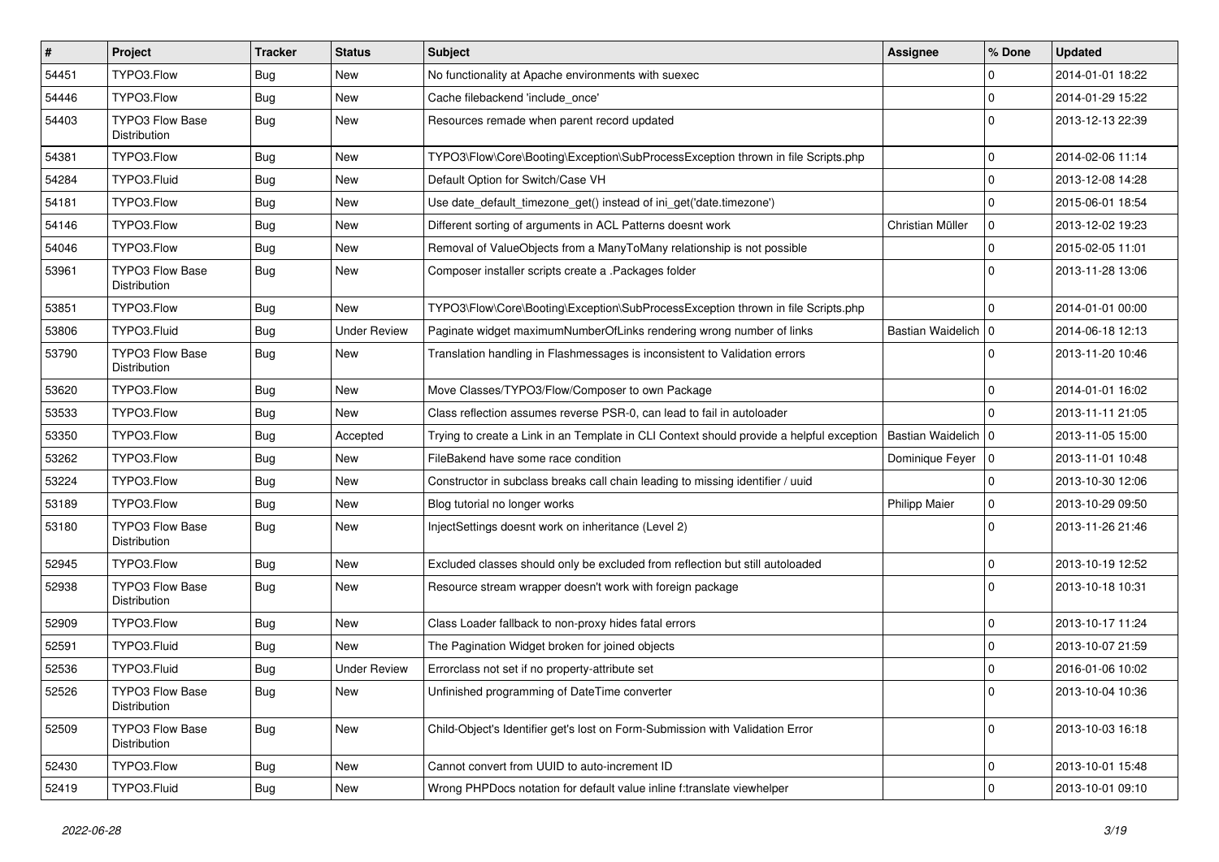| # | Project | Tracker | Status | Subject | Assignee | % Done | Updated |
| --- | --- | --- | --- | --- | --- | --- | --- |
| 54451 | TYPO3.Flow | Bug | New | No functionality at Apache environments with suexec | | 0 | 2014-01-01 18:22 |
| 54446 | TYPO3.Flow | Bug | New | Cache filebackend 'include_once' | | 0 | 2014-01-29 15:22 |
| 54403 | TYPO3 Flow Base Distribution | Bug | New | Resources remade when parent record updated | | 0 | 2013-12-13 22:39 |
| 54381 | TYPO3.Flow | Bug | New | TYPO3\Flow\Core\Booting\Exception\SubProcessException thrown in file Scripts.php | | 0 | 2014-02-06 11:14 |
| 54284 | TYPO3.Fluid | Bug | New | Default Option for Switch/Case VH | | 0 | 2013-12-08 14:28 |
| 54181 | TYPO3.Flow | Bug | New | Use date_default_timezone_get() instead of ini_get('date.timezone') | | 0 | 2015-06-01 18:54 |
| 54146 | TYPO3.Flow | Bug | New | Different sorting of arguments in ACL Patterns doesnt work | Christian Müller | 0 | 2013-12-02 19:23 |
| 54046 | TYPO3.Flow | Bug | New | Removal of ValueObjects from a ManyToMany relationship is not possible | | 0 | 2015-02-05 11:01 |
| 53961 | TYPO3 Flow Base Distribution | Bug | New | Composer installer scripts create a .Packages folder | | 0 | 2013-11-28 13:06 |
| 53851 | TYPO3.Flow | Bug | New | TYPO3\Flow\Core\Booting\Exception\SubProcessException thrown in file Scripts.php | | 0 | 2014-01-01 00:00 |
| 53806 | TYPO3.Fluid | Bug | Under Review | Paginate widget maximumNumberOfLinks rendering wrong number of links | Bastian Waidelich | 0 | 2014-06-18 12:13 |
| 53790 | TYPO3 Flow Base Distribution | Bug | New | Translation handling in Flashmessages is inconsistent to Validation errors | | 0 | 2013-11-20 10:46 |
| 53620 | TYPO3.Flow | Bug | New | Move Classes/TYPO3/Flow/Composer to own Package | | 0 | 2014-01-01 16:02 |
| 53533 | TYPO3.Flow | Bug | New | Class reflection assumes reverse PSR-0, can lead to fail in autoloader | | 0 | 2013-11-11 21:05 |
| 53350 | TYPO3.Flow | Bug | Accepted | Trying to create a Link in an Template in CLI Context should provide a helpful exception | Bastian Waidelich | 0 | 2013-11-05 15:00 |
| 53262 | TYPO3.Flow | Bug | New | FileBakend have some race condition | Dominique Feyer | 0 | 2013-11-01 10:48 |
| 53224 | TYPO3.Flow | Bug | New | Constructor in subclass breaks call chain leading to missing identifier / uuid | | 0 | 2013-10-30 12:06 |
| 53189 | TYPO3.Flow | Bug | New | Blog tutorial no longer works | Philipp Maier | 0 | 2013-10-29 09:50 |
| 53180 | TYPO3 Flow Base Distribution | Bug | New | InjectSettings doesnt work on inheritance (Level 2) | | 0 | 2013-11-26 21:46 |
| 52945 | TYPO3.Flow | Bug | New | Excluded classes should only be excluded from reflection but still autoloaded | | 0 | 2013-10-19 12:52 |
| 52938 | TYPO3 Flow Base Distribution | Bug | New | Resource stream wrapper doesn't work with foreign package | | 0 | 2013-10-18 10:31 |
| 52909 | TYPO3.Flow | Bug | New | Class Loader fallback to non-proxy hides fatal errors | | 0 | 2013-10-17 11:24 |
| 52591 | TYPO3.Fluid | Bug | New | The Pagination Widget broken for joined objects | | 0 | 2013-10-07 21:59 |
| 52536 | TYPO3.Fluid | Bug | Under Review | Errorclass not set if no property-attribute set | | 0 | 2016-01-06 10:02 |
| 52526 | TYPO3 Flow Base Distribution | Bug | New | Unfinished programming of DateTime converter | | 0 | 2013-10-04 10:36 |
| 52509 | TYPO3 Flow Base Distribution | Bug | New | Child-Object's Identifier get's lost on Form-Submission with Validation Error | | 0 | 2013-10-03 16:18 |
| 52430 | TYPO3.Flow | Bug | New | Cannot convert from UUID to auto-increment ID | | 0 | 2013-10-01 15:48 |
| 52419 | TYPO3.Fluid | Bug | New | Wrong PHPDocs notation for default value inline f:translate viewhelper | | 0 | 2013-10-01 09:10 |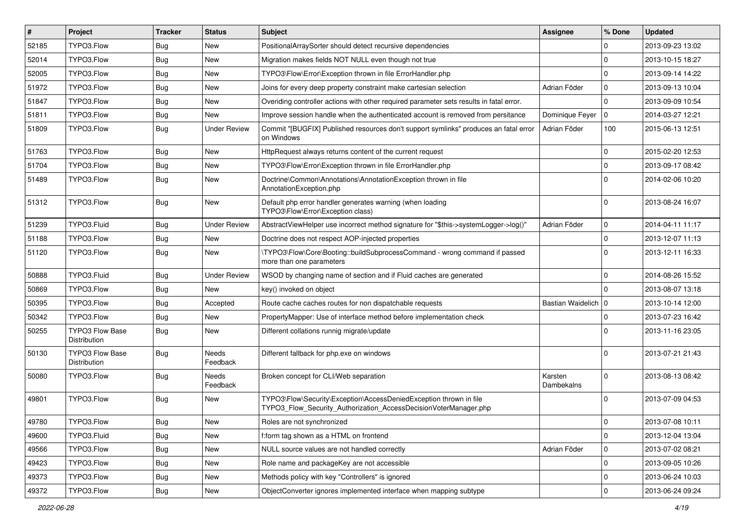| # | Project | Tracker | Status | Subject | Assignee | % Done | Updated |
|---|---|---|---|---|---|---|---|
| 52185 | TYPO3.Flow | Bug | New | PositionalArraySorter should detect recursive dependencies | | 0 | 2013-09-23 13:02 |
| 52014 | TYPO3.Flow | Bug | New | Migration makes fields NOT NULL even though not true | | 0 | 2013-10-15 18:27 |
| 52005 | TYPO3.Flow | Bug | New | TYPO3\Flow\Error\Exception thrown in file ErrorHandler.php | | 0 | 2013-09-14 14:22 |
| 51972 | TYPO3.Flow | Bug | New | Joins for every deep property constraint make cartesian selection | Adrian Föder | 0 | 2013-09-13 10:04 |
| 51847 | TYPO3.Flow | Bug | New | Overiding controller actions with other required parameter sets results in fatal error. | | 0 | 2013-09-09 10:54 |
| 51811 | TYPO3.Flow | Bug | New | Improve session handle when the authenticated account is removed from persitance | Dominique Feyer | 0 | 2014-03-27 12:21 |
| 51809 | TYPO3.Flow | Bug | Under Review | Commit "[BUGFIX] Published resources don't support symlinks" produces an fatal error on Windows | Adrian Föder | 100 | 2015-06-13 12:51 |
| 51763 | TYPO3.Flow | Bug | New | HttpRequest always returns content of the current request | | 0 | 2015-02-20 12:53 |
| 51704 | TYPO3.Flow | Bug | New | TYPO3\Flow\Error\Exception thrown in file ErrorHandler.php | | 0 | 2013-09-17 08:42 |
| 51489 | TYPO3.Flow | Bug | New | Doctrine\Common\Annotations\AnnotationException thrown in file AnnotationException.php | | 0 | 2014-02-06 10:20 |
| 51312 | TYPO3.Flow | Bug | New | Default php error handler generates warning (when loading TYPO3\Flow\Error\Exception class) | | 0 | 2013-08-24 16:07 |
| 51239 | TYPO3.Fluid | Bug | Under Review | AbstractViewHelper use incorrect method signature for "$this->systemLogger->log()" | Adrian Föder | 0 | 2014-04-11 11:17 |
| 51188 | TYPO3.Flow | Bug | New | Doctrine does not respect AOP-injected properties | | 0 | 2013-12-07 11:13 |
| 51120 | TYPO3.Flow | Bug | New | \TYPO3\Flow\Core\Booting::buildSubprocessCommand - wrong command if passed more than one parameters | | 0 | 2013-12-11 16:33 |
| 50888 | TYPO3.Fluid | Bug | Under Review | WSOD by changing name of section and if Fluid caches are generated | | 0 | 2014-08-26 15:52 |
| 50869 | TYPO3.Flow | Bug | New | key() invoked on object | | 0 | 2013-08-07 13:18 |
| 50395 | TYPO3.Flow | Bug | Accepted | Route cache caches routes for non dispatchable requests | Bastian Waidelich | 0 | 2013-10-14 12:00 |
| 50342 | TYPO3.Flow | Bug | New | PropertyMapper: Use of interface method before implementation check | | 0 | 2013-07-23 16:42 |
| 50255 | TYPO3 Flow Base Distribution | Bug | New | Different collations runnig migrate/update | | 0 | 2013-11-16 23:05 |
| 50130 | TYPO3 Flow Base Distribution | Bug | Needs Feedback | Different fallback for php.exe on windows | | 0 | 2013-07-21 21:43 |
| 50080 | TYPO3.Flow | Bug | Needs Feedback | Broken concept for CLI/Web separation | Karsten Dambekalns | 0 | 2013-08-13 08:42 |
| 49801 | TYPO3.Flow | Bug | New | TYPO3\Flow\Security\Exception\AccessDeniedException thrown in file TYPO3_Flow_Security_Authorization_AccessDecisionVoterManager.php | | 0 | 2013-07-09 04:53 |
| 49780 | TYPO3.Flow | Bug | New | Roles are not synchronized | | 0 | 2013-07-08 10:11 |
| 49600 | TYPO3.Fluid | Bug | New | f:form tag shown as a HTML on frontend | | 0 | 2013-12-04 13:04 |
| 49566 | TYPO3.Flow | Bug | New | NULL source values are not handled correctly | Adrian Föder | 0 | 2013-07-02 08:21 |
| 49423 | TYPO3.Flow | Bug | New | Role name and packageKey are not accessible | | 0 | 2013-09-05 10:26 |
| 49373 | TYPO3.Flow | Bug | New | Methods policy with key "Controllers" is ignored | | 0 | 2013-06-24 10:03 |
| 49372 | TYPO3.Flow | Bug | New | ObjectConverter ignores implemented interface when mapping subtype | | 0 | 2013-06-24 09:24 |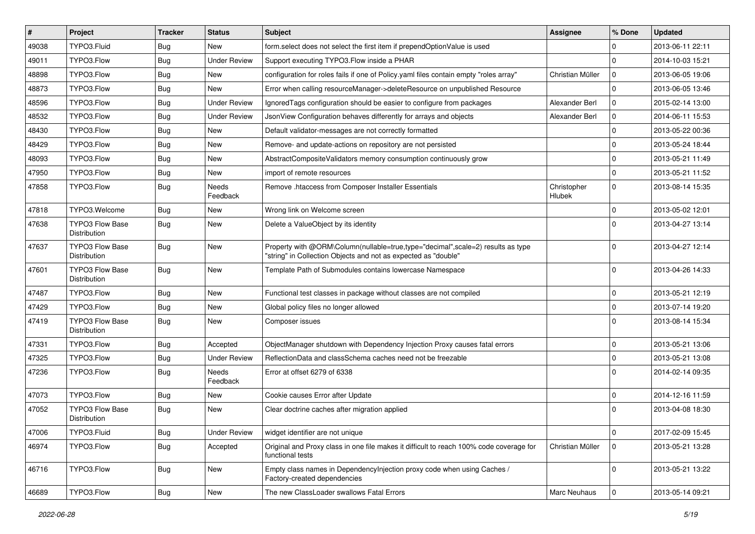| # | Project | Tracker | Status | Subject | Assignee | % Done | Updated |
|---|---|---|---|---|---|---|---|
| 49038 | TYPO3.Fluid | Bug | New | form.select does not select the first item if prependOptionValue is used | | 0 | 2013-06-11 22:11 |
| 49011 | TYPO3.Flow | Bug | Under Review | Support executing TYPO3.Flow inside a PHAR | | 0 | 2014-10-03 15:21 |
| 48898 | TYPO3.Flow | Bug | New | configuration for roles fails if one of Policy.yaml files contain empty "roles array" | Christian Müller | 0 | 2013-06-05 19:06 |
| 48873 | TYPO3.Flow | Bug | New | Error when calling resourceManager->deleteResource on unpublished Resource | | 0 | 2013-06-05 13:46 |
| 48596 | TYPO3.Flow | Bug | Under Review | IgnoredTags configuration should be easier to configure from packages | Alexander Berl | 0 | 2015-02-14 13:00 |
| 48532 | TYPO3.Flow | Bug | Under Review | JsonView Configuration behaves differently for arrays and objects | Alexander Berl | 0 | 2014-06-11 15:53 |
| 48430 | TYPO3.Flow | Bug | New | Default validator-messages are not correctly formatted | | 0 | 2013-05-22 00:36 |
| 48429 | TYPO3.Flow | Bug | New | Remove- and update-actions on repository are not persisted | | 0 | 2013-05-24 18:44 |
| 48093 | TYPO3.Flow | Bug | New | AbstractCompositeValidators memory consumption continuously grow | | 0 | 2013-05-21 11:49 |
| 47950 | TYPO3.Flow | Bug | New | import of remote resources | | 0 | 2013-05-21 11:52 |
| 47858 | TYPO3.Flow | Bug | Needs Feedback | Remove .htaccess from Composer Installer Essentials | Christopher Hlubek | 0 | 2013-08-14 15:35 |
| 47818 | TYPO3.Welcome | Bug | New | Wrong link on Welcome screen | | 0 | 2013-05-02 12:01 |
| 47638 | TYPO3 Flow Base Distribution | Bug | New | Delete a ValueObject by its identity | | 0 | 2013-04-27 13:14 |
| 47637 | TYPO3 Flow Base Distribution | Bug | New | Property with @ORM\Column(nullable=true,type="decimal",scale=2) results as type "string" in Collection Objects and not as expected as "double" | | 0 | 2013-04-27 12:14 |
| 47601 | TYPO3 Flow Base Distribution | Bug | New | Template Path of Submodules contains lowercase Namespace | | 0 | 2013-04-26 14:33 |
| 47487 | TYPO3.Flow | Bug | New | Functional test classes in package without classes are not compiled | | 0 | 2013-05-21 12:19 |
| 47429 | TYPO3.Flow | Bug | New | Global policy files no longer allowed | | 0 | 2013-07-14 19:20 |
| 47419 | TYPO3 Flow Base Distribution | Bug | New | Composer issues | | 0 | 2013-08-14 15:34 |
| 47331 | TYPO3.Flow | Bug | Accepted | ObjectManager shutdown with Dependency Injection Proxy causes fatal errors | | 0 | 2013-05-21 13:06 |
| 47325 | TYPO3.Flow | Bug | Under Review | ReflectionData and classSchema caches need not be freezable | | 0 | 2013-05-21 13:08 |
| 47236 | TYPO3.Flow | Bug | Needs Feedback | Error at offset 6279 of 6338 | | 0 | 2014-02-14 09:35 |
| 47073 | TYPO3.Flow | Bug | New | Cookie causes Error after Update | | 0 | 2014-12-16 11:59 |
| 47052 | TYPO3 Flow Base Distribution | Bug | New | Clear doctrine caches after migration applied | | 0 | 2013-04-08 18:30 |
| 47006 | TYPO3.Fluid | Bug | Under Review | widget identifier are not unique | | 0 | 2017-02-09 15:45 |
| 46974 | TYPO3.Flow | Bug | Accepted | Original and Proxy class in one file makes it difficult to reach 100% code coverage for functional tests | Christian Müller | 0 | 2013-05-21 13:28 |
| 46716 | TYPO3.Flow | Bug | New | Empty class names in DependencyInjection proxy code when using Caches / Factory-created dependencies | | 0 | 2013-05-21 13:22 |
| 46689 | TYPO3.Flow | Bug | New | The new ClassLoader swallows Fatal Errors | Marc Neuhaus | 0 | 2013-05-14 09:21 |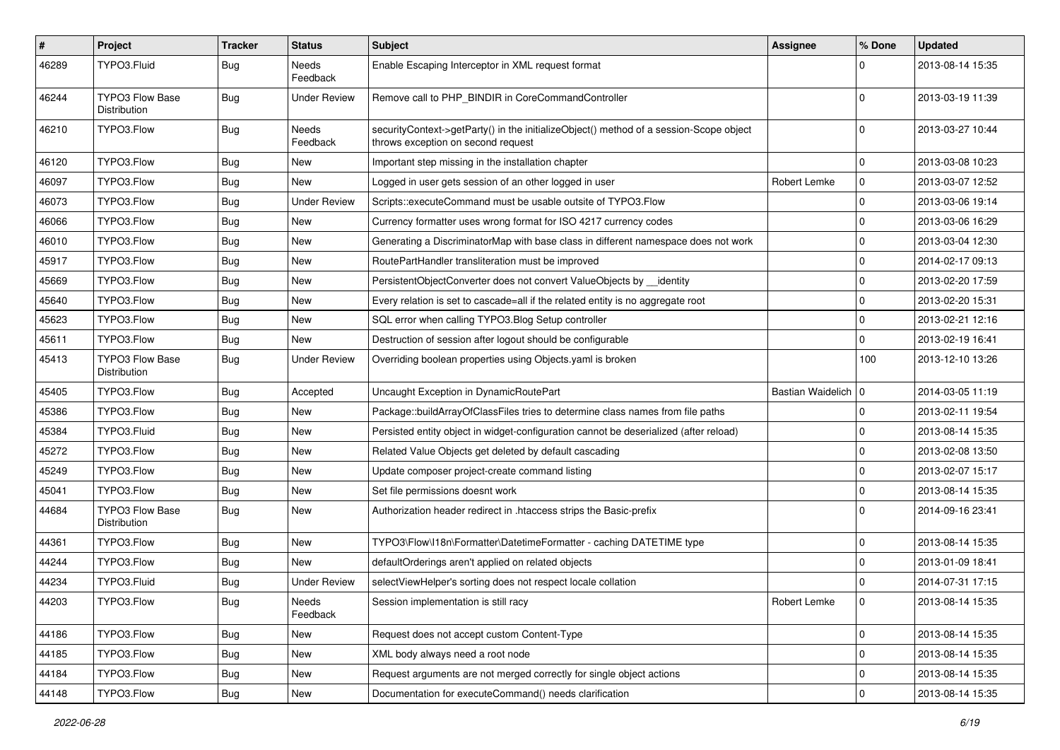| # | Project | Tracker | Status | Subject | Assignee | % Done | Updated |
|---|---|---|---|---|---|---|---|
| 46289 | TYPO3.Fluid | Bug | Needs Feedback | Enable Escaping Interceptor in XML request format | | 0 | 2013-08-14 15:35 |
| 46244 | TYPO3 Flow Base Distribution | Bug | Under Review | Remove call to PHP_BINDIR in CoreCommandController | | 0 | 2013-03-19 11:39 |
| 46210 | TYPO3.Flow | Bug | Needs Feedback | securityContext->getParty() in the initializeObject() method of a session-Scope object throws exception on second request | | 0 | 2013-03-27 10:44 |
| 46120 | TYPO3.Flow | Bug | New | Important step missing in the installation chapter | | 0 | 2013-03-08 10:23 |
| 46097 | TYPO3.Flow | Bug | New | Logged in user gets session of an other logged in user | Robert Lemke | 0 | 2013-03-07 12:52 |
| 46073 | TYPO3.Flow | Bug | Under Review | Scripts::executeCommand must be usable outsite of TYPO3.Flow | | 0 | 2013-03-06 19:14 |
| 46066 | TYPO3.Flow | Bug | New | Currency formatter uses wrong format for ISO 4217 currency codes | | 0 | 2013-03-06 16:29 |
| 46010 | TYPO3.Flow | Bug | New | Generating a DiscriminatorMap with base class in different namespace does not work | | 0 | 2013-03-04 12:30 |
| 45917 | TYPO3.Flow | Bug | New | RoutePartHandler transliteration must be improved | | 0 | 2014-02-17 09:13 |
| 45669 | TYPO3.Flow | Bug | New | PersistentObjectConverter does not convert ValueObjects by __identity | | 0 | 2013-02-20 17:59 |
| 45640 | TYPO3.Flow | Bug | New | Every relation is set to cascade=all if the related entity is no aggregate root | | 0 | 2013-02-20 15:31 |
| 45623 | TYPO3.Flow | Bug | New | SQL error when calling TYPO3.Blog Setup controller | | 0 | 2013-02-21 12:16 |
| 45611 | TYPO3.Flow | Bug | New | Destruction of session after logout should be configurable | | 0 | 2013-02-19 16:41 |
| 45413 | TYPO3 Flow Base Distribution | Bug | Under Review | Overriding boolean properties using Objects.yaml is broken | | 100 | 2013-12-10 13:26 |
| 45405 | TYPO3.Flow | Bug | Accepted | Uncaught Exception in DynamicRoutePart | Bastian Waidelich | 0 | 2014-03-05 11:19 |
| 45386 | TYPO3.Flow | Bug | New | Package::buildArrayOfClassFiles tries to determine class names from file paths | | 0 | 2013-02-11 19:54 |
| 45384 | TYPO3.Fluid | Bug | New | Persisted entity object in widget-configuration cannot be deserialized (after reload) | | 0 | 2013-08-14 15:35 |
| 45272 | TYPO3.Flow | Bug | New | Related Value Objects get deleted by default cascading | | 0 | 2013-02-08 13:50 |
| 45249 | TYPO3.Flow | Bug | New | Update composer project-create command listing | | 0 | 2013-02-07 15:17 |
| 45041 | TYPO3.Flow | Bug | New | Set file permissions doesnt work | | 0 | 2013-08-14 15:35 |
| 44684 | TYPO3 Flow Base Distribution | Bug | New | Authorization header redirect in .htaccess strips the Basic-prefix | | 0 | 2014-09-16 23:41 |
| 44361 | TYPO3.Flow | Bug | New | TYPO3\Flow\I18n\Formatter\DatetimeFormatter - caching DATETIME type | | 0 | 2013-08-14 15:35 |
| 44244 | TYPO3.Flow | Bug | New | defaultOrderings aren't applied on related objects | | 0 | 2013-01-09 18:41 |
| 44234 | TYPO3.Fluid | Bug | Under Review | selectViewHelper's sorting does not respect locale collation | | 0 | 2014-07-31 17:15 |
| 44203 | TYPO3.Flow | Bug | Needs Feedback | Session implementation is still racy | Robert Lemke | 0 | 2013-08-14 15:35 |
| 44186 | TYPO3.Flow | Bug | New | Request does not accept custom Content-Type | | 0 | 2013-08-14 15:35 |
| 44185 | TYPO3.Flow | Bug | New | XML body always need a root node | | 0 | 2013-08-14 15:35 |
| 44184 | TYPO3.Flow | Bug | New | Request arguments are not merged correctly for single object actions | | 0 | 2013-08-14 15:35 |
| 44148 | TYPO3.Flow | Bug | New | Documentation for executeCommand() needs clarification | | 0 | 2013-08-14 15:35 |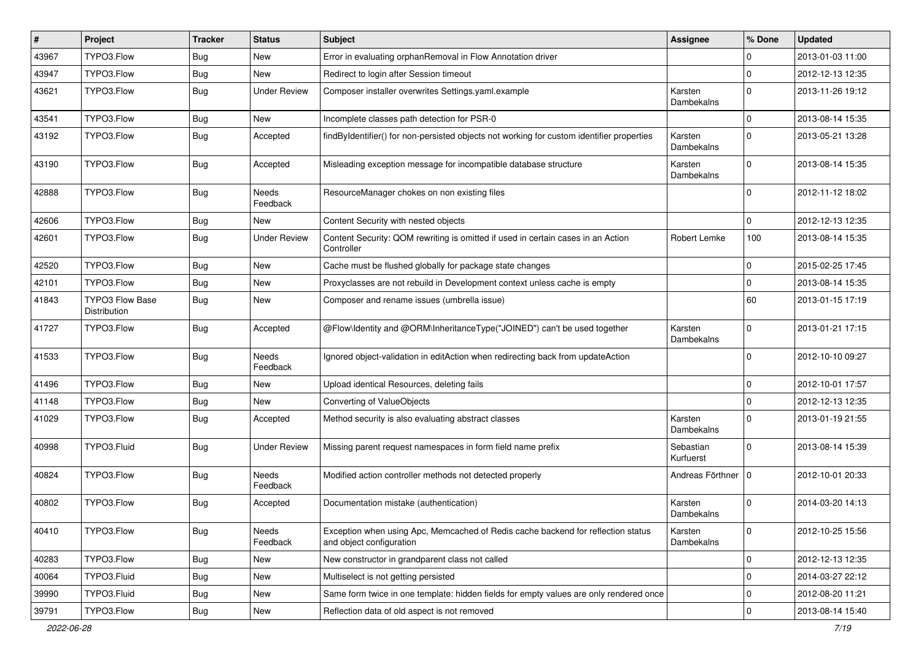| # | Project | Tracker | Status | Subject | Assignee | % Done | Updated |
|---|---|---|---|---|---|---|---|
| 43967 | TYPO3.Flow | Bug | New | Error in evaluating orphanRemoval in Flow Annotation driver | | 0 | 2013-01-03 11:00 |
| 43947 | TYPO3.Flow | Bug | New | Redirect to login after Session timeout | | 0 | 2012-12-13 12:35 |
| 43621 | TYPO3.Flow | Bug | Under Review | Composer installer overwrites Settings.yaml.example | Karsten Dambekalns | 0 | 2013-11-26 19:12 |
| 43541 | TYPO3.Flow | Bug | New | Incomplete classes path detection for PSR-0 | | 0 | 2013-08-14 15:35 |
| 43192 | TYPO3.Flow | Bug | Accepted | findByIdentifier() for non-persisted objects not working for custom identifier properties | Karsten Dambekalns | 0 | 2013-05-21 13:28 |
| 43190 | TYPO3.Flow | Bug | Accepted | Misleading exception message for incompatible database structure | Karsten Dambekalns | 0 | 2013-08-14 15:35 |
| 42888 | TYPO3.Flow | Bug | Needs Feedback | ResourceManager chokes on non existing files | | 0 | 2012-11-12 18:02 |
| 42606 | TYPO3.Flow | Bug | New | Content Security with nested objects | | 0 | 2012-12-13 12:35 |
| 42601 | TYPO3.Flow | Bug | Under Review | Content Security: QOM rewriting is omitted if used in certain cases in an Action Controller | Robert Lemke | 100 | 2013-08-14 15:35 |
| 42520 | TYPO3.Flow | Bug | New | Cache must be flushed globally for package state changes | | 0 | 2015-02-25 17:45 |
| 42101 | TYPO3.Flow | Bug | New | Proxyclasses are not rebuild in Development context unless cache is empty | | 0 | 2013-08-14 15:35 |
| 41843 | TYPO3 Flow Base Distribution | Bug | New | Composer and rename issues (umbrella issue) | | 60 | 2013-01-15 17:19 |
| 41727 | TYPO3.Flow | Bug | Accepted | @Flow\Identity and @ORM\InheritanceType("JOINED") can't be used together | Karsten Dambekalns | 0 | 2013-01-21 17:15 |
| 41533 | TYPO3.Flow | Bug | Needs Feedback | Ignored object-validation in editAction when redirecting back from updateAction | | 0 | 2012-10-10 09:27 |
| 41496 | TYPO3.Flow | Bug | New | Upload identical Resources, deleting fails | | 0 | 2012-10-01 17:57 |
| 41148 | TYPO3.Flow | Bug | New | Converting of ValueObjects | | 0 | 2012-12-13 12:35 |
| 41029 | TYPO3.Flow | Bug | Accepted | Method security is also evaluating abstract classes | Karsten Dambekalns | 0 | 2013-01-19 21:55 |
| 40998 | TYPO3.Fluid | Bug | Under Review | Missing parent request namespaces in form field name prefix | Sebastian Kurfuerst | 0 | 2013-08-14 15:39 |
| 40824 | TYPO3.Flow | Bug | Needs Feedback | Modified action controller methods not detected properly | Andreas Förthner | 0 | 2012-10-01 20:33 |
| 40802 | TYPO3.Flow | Bug | Accepted | Documentation mistake (authentication) | Karsten Dambekalns | 0 | 2014-03-20 14:13 |
| 40410 | TYPO3.Flow | Bug | Needs Feedback | Exception when using Apc, Memcached of Redis cache backend for reflection status and object configuration | Karsten Dambekalns | 0 | 2012-10-25 15:56 |
| 40283 | TYPO3.Flow | Bug | New | New constructor in grandparent class not called | | 0 | 2012-12-13 12:35 |
| 40064 | TYPO3.Fluid | Bug | New | Multiselect is not getting persisted | | 0 | 2014-03-27 22:12 |
| 39990 | TYPO3.Fluid | Bug | New | Same form twice in one template: hidden fields for empty values are only rendered once | | 0 | 2012-08-20 11:21 |
| 39791 | TYPO3.Flow | Bug | New | Reflection data of old aspect is not removed | | 0 | 2013-08-14 15:40 |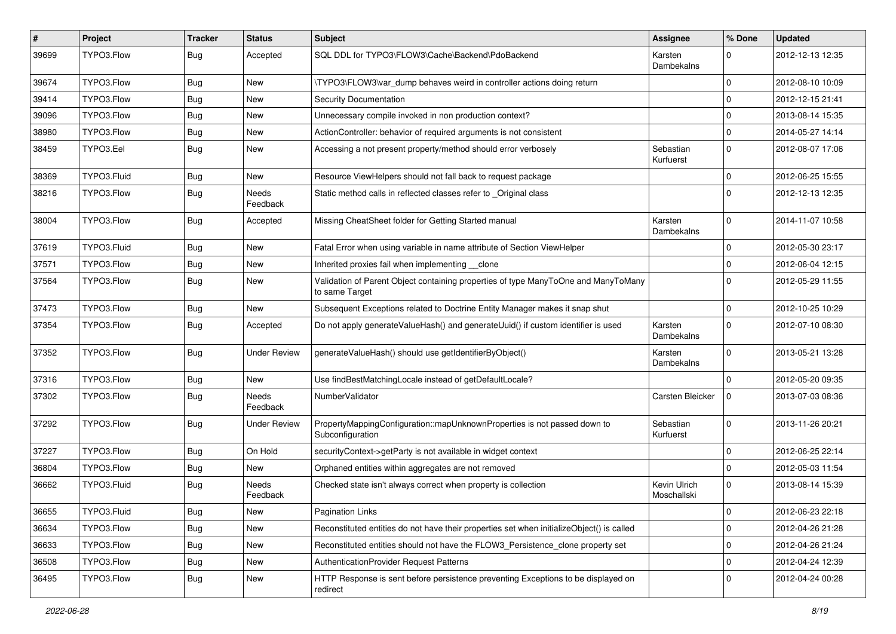| # | Project | Tracker | Status | Subject | Assignee | % Done | Updated |
|---|---|---|---|---|---|---|---|
| 39699 | TYPO3.Flow | Bug | Accepted | SQL DDL for TYPO3\FLOW3\Cache\Backend\PdoBackend | Karsten Dambekalns | 0 | 2012-12-13 12:35 |
| 39674 | TYPO3.Flow | Bug | New | \TYPO3\FLOW3\var_dump behaves weird in controller actions doing return | | 0 | 2012-08-10 10:09 |
| 39414 | TYPO3.Flow | Bug | New | Security Documentation | | 0 | 2012-12-15 21:41 |
| 39096 | TYPO3.Flow | Bug | New | Unnecessary compile invoked in non production context? | | 0 | 2013-08-14 15:35 |
| 38980 | TYPO3.Flow | Bug | New | ActionController: behavior of required arguments is not consistent | | 0 | 2014-05-27 14:14 |
| 38459 | TYPO3.Eel | Bug | New | Accessing a not present property/method should error verbosely | Sebastian Kurfuerst | 0 | 2012-08-07 17:06 |
| 38369 | TYPO3.Fluid | Bug | New | Resource ViewHelpers should not fall back to request package | | 0 | 2012-06-25 15:55 |
| 38216 | TYPO3.Flow | Bug | Needs Feedback | Static method calls in reflected classes refer to _Original class | | 0 | 2012-12-13 12:35 |
| 38004 | TYPO3.Flow | Bug | Accepted | Missing CheatSheet folder for Getting Started manual | Karsten Dambekalns | 0 | 2014-11-07 10:58 |
| 37619 | TYPO3.Fluid | Bug | New | Fatal Error when using variable in name attribute of Section ViewHelper | | 0 | 2012-05-30 23:17 |
| 37571 | TYPO3.Flow | Bug | New | Inherited proxies fail when implementing __clone | | 0 | 2012-06-04 12:15 |
| 37564 | TYPO3.Flow | Bug | New | Validation of Parent Object containing properties of type ManyToOne and ManyToMany to same Target | | 0 | 2012-05-29 11:55 |
| 37473 | TYPO3.Flow | Bug | New | Subsequent Exceptions related to Doctrine Entity Manager makes it snap shut | | 0 | 2012-10-25 10:29 |
| 37354 | TYPO3.Flow | Bug | Accepted | Do not apply generateValueHash() and generateUuid() if custom identifier is used | Karsten Dambekalns | 0 | 2012-07-10 08:30 |
| 37352 | TYPO3.Flow | Bug | Under Review | generateValueHash() should use getIdentifierByObject() | Karsten Dambekalns | 0 | 2013-05-21 13:28 |
| 37316 | TYPO3.Flow | Bug | New | Use findBestMatchingLocale instead of getDefaultLocale? | | 0 | 2012-05-20 09:35 |
| 37302 | TYPO3.Flow | Bug | Needs Feedback | NumberValidator | Carsten Bleicker | 0 | 2013-07-03 08:36 |
| 37292 | TYPO3.Flow | Bug | Under Review | PropertyMappingConfiguration::mapUnknownProperties is not passed down to Subconfiguration | Sebastian Kurfuerst | 0 | 2013-11-26 20:21 |
| 37227 | TYPO3.Flow | Bug | On Hold | securityContext->getParty is not available in widget context | | 0 | 2012-06-25 22:14 |
| 36804 | TYPO3.Flow | Bug | New | Orphaned entities within aggregates are not removed | | 0 | 2012-05-03 11:54 |
| 36662 | TYPO3.Fluid | Bug | Needs Feedback | Checked state isn't always correct when property is collection | Kevin Ulrich Moschallski | 0 | 2013-08-14 15:39 |
| 36655 | TYPO3.Fluid | Bug | New | Pagination Links | | 0 | 2012-06-23 22:18 |
| 36634 | TYPO3.Flow | Bug | New | Reconstituted entities do not have their properties set when initializeObject() is called | | 0 | 2012-04-26 21:28 |
| 36633 | TYPO3.Flow | Bug | New | Reconstituted entities should not have the FLOW3_Persistence_clone property set | | 0 | 2012-04-26 21:24 |
| 36508 | TYPO3.Flow | Bug | New | AuthenticationProvider Request Patterns | | 0 | 2012-04-24 12:39 |
| 36495 | TYPO3.Flow | Bug | New | HTTP Response is sent before persistence preventing Exceptions to be displayed on redirect | | 0 | 2012-04-24 00:28 |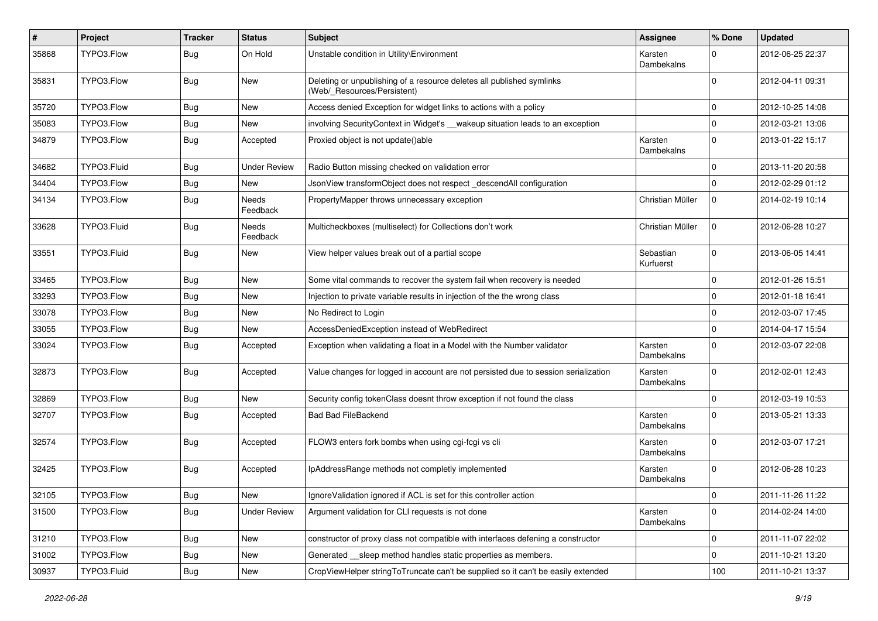| # | Project | Tracker | Status | Subject | Assignee | % Done | Updated |
|---|---|---|---|---|---|---|---|
| 35868 | TYPO3.Flow | Bug | On Hold | Unstable condition in Utility\Environment | Karsten Dambekalns | 0 | 2012-06-25 22:37 |
| 35831 | TYPO3.Flow | Bug | New | Deleting or unpublishing of a resource deletes all published symlinks (Web/_Resources/Persistent) | | 0 | 2012-04-11 09:31 |
| 35720 | TYPO3.Flow | Bug | New | Access denied Exception for widget links to actions with a policy | | 0 | 2012-10-25 14:08 |
| 35083 | TYPO3.Flow | Bug | New | involving SecurityContext in Widget's __wakeup situation leads to an exception | | 0 | 2012-03-21 13:06 |
| 34879 | TYPO3.Flow | Bug | Accepted | Proxied object is not update()able | Karsten Dambekalns | 0 | 2013-01-22 15:17 |
| 34682 | TYPO3.Fluid | Bug | Under Review | Radio Button missing checked on validation error | | 0 | 2013-11-20 20:58 |
| 34404 | TYPO3.Flow | Bug | New | JsonView transformObject does not respect _descendAll configuration | | 0 | 2012-02-29 01:12 |
| 34134 | TYPO3.Flow | Bug | Needs Feedback | PropertyMapper throws unnecessary exception | Christian Müller | 0 | 2014-02-19 10:14 |
| 33628 | TYPO3.Fluid | Bug | Needs Feedback | Multicheckboxes (multiselect) for Collections don't work | Christian Müller | 0 | 2012-06-28 10:27 |
| 33551 | TYPO3.Fluid | Bug | New | View helper values break out of a partial scope | Sebastian Kurfuerst | 0 | 2013-06-05 14:41 |
| 33465 | TYPO3.Flow | Bug | New | Some vital commands to recover the system fail when recovery is needed | | 0 | 2012-01-26 15:51 |
| 33293 | TYPO3.Flow | Bug | New | Injection to private variable results in injection of the the wrong class | | 0 | 2012-01-18 16:41 |
| 33078 | TYPO3.Flow | Bug | New | No Redirect to Login | | 0 | 2012-03-07 17:45 |
| 33055 | TYPO3.Flow | Bug | New | AccessDeniedException instead of WebRedirect | | 0 | 2014-04-17 15:54 |
| 33024 | TYPO3.Flow | Bug | Accepted | Exception when validating a float in a Model with the Number validator | Karsten Dambekalns | 0 | 2012-03-07 22:08 |
| 32873 | TYPO3.Flow | Bug | Accepted | Value changes for logged in account are not persisted due to session serialization | Karsten Dambekalns | 0 | 2012-02-01 12:43 |
| 32869 | TYPO3.Flow | Bug | New | Security config tokenClass doesnt throw exception if not found the class | | 0 | 2012-03-19 10:53 |
| 32707 | TYPO3.Flow | Bug | Accepted | Bad Bad FileBackend | Karsten Dambekalns | 0 | 2013-05-21 13:33 |
| 32574 | TYPO3.Flow | Bug | Accepted | FLOW3 enters fork bombs when using cgi-fcgi vs cli | Karsten Dambekalns | 0 | 2012-03-07 17:21 |
| 32425 | TYPO3.Flow | Bug | Accepted | IpAddressRange methods not completly implemented | Karsten Dambekalns | 0 | 2012-06-28 10:23 |
| 32105 | TYPO3.Flow | Bug | New | IgnoreValidation ignored if ACL is set for this controller action | | 0 | 2011-11-26 11:22 |
| 31500 | TYPO3.Flow | Bug | Under Review | Argument validation for CLI requests is not done | Karsten Dambekalns | 0 | 2014-02-24 14:00 |
| 31210 | TYPO3.Flow | Bug | New | constructor of proxy class not compatible with interfaces defening a constructor | | 0 | 2011-11-07 22:02 |
| 31002 | TYPO3.Flow | Bug | New | Generated __sleep method handles static properties as members. | | 0 | 2011-10-21 13:20 |
| 30937 | TYPO3.Fluid | Bug | New | CropViewHelper stringToTruncate can't be supplied so it can't be easily extended | | 100 | 2011-10-21 13:37 |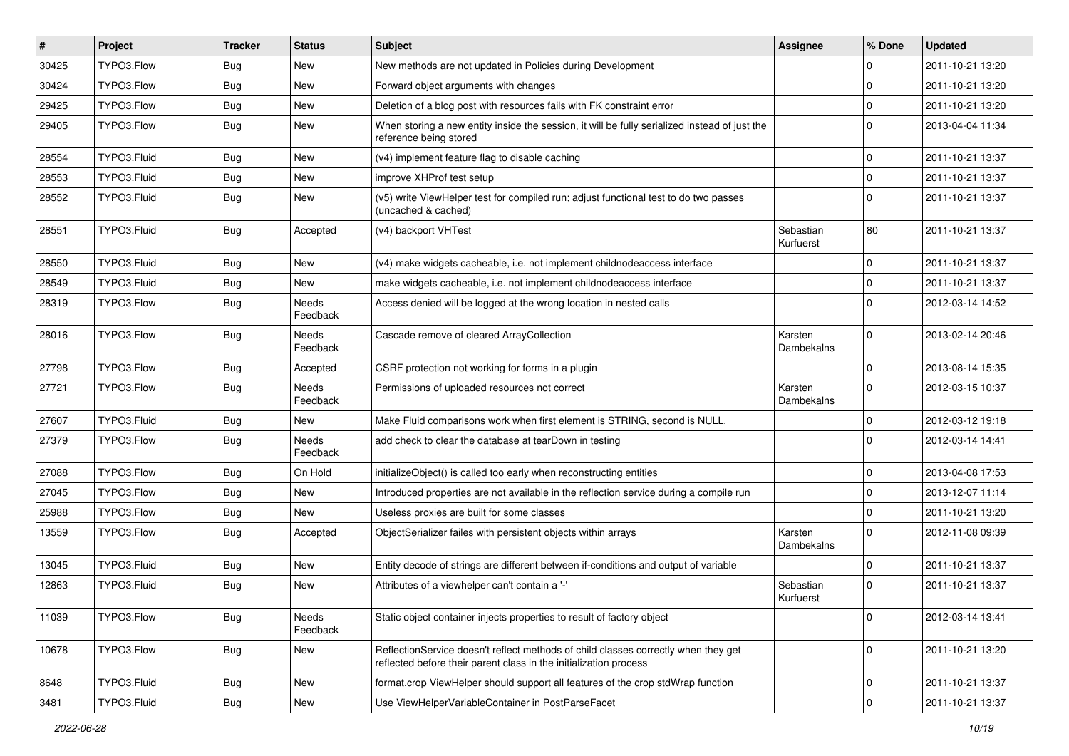| # | Project | Tracker | Status | Subject | Assignee | % Done | Updated |
|---|---|---|---|---|---|---|---|
| 30425 | TYPO3.Flow | Bug | New | New methods are not updated in Policies during Development | | 0 | 2011-10-21 13:20 |
| 30424 | TYPO3.Flow | Bug | New | Forward object arguments with changes | | 0 | 2011-10-21 13:20 |
| 29425 | TYPO3.Flow | Bug | New | Deletion of a blog post with resources fails with FK constraint error | | 0 | 2011-10-21 13:20 |
| 29405 | TYPO3.Flow | Bug | New | When storing a new entity inside the session, it will be fully serialized instead of just the reference being stored | | 0 | 2013-04-04 11:34 |
| 28554 | TYPO3.Fluid | Bug | New | (v4) implement feature flag to disable caching | | 0 | 2011-10-21 13:37 |
| 28553 | TYPO3.Fluid | Bug | New | improve XHProf test setup | | 0 | 2011-10-21 13:37 |
| 28552 | TYPO3.Fluid | Bug | New | (v5) write ViewHelper test for compiled run; adjust functional test to do two passes (uncached & cached) | | 0 | 2011-10-21 13:37 |
| 28551 | TYPO3.Fluid | Bug | Accepted | (v4) backport VHTest | Sebastian Kurfuerst | 80 | 2011-10-21 13:37 |
| 28550 | TYPO3.Fluid | Bug | New | (v4) make widgets cacheable, i.e. not implement childnodeaccess interface | | 0 | 2011-10-21 13:37 |
| 28549 | TYPO3.Fluid | Bug | New | make widgets cacheable, i.e. not implement childnodeaccess interface | | 0 | 2011-10-21 13:37 |
| 28319 | TYPO3.Flow | Bug | Needs Feedback | Access denied will be logged at the wrong location in nested calls | | 0 | 2012-03-14 14:52 |
| 28016 | TYPO3.Flow | Bug | Needs Feedback | Cascade remove of cleared ArrayCollection | Karsten Dambekalns | 0 | 2013-02-14 20:46 |
| 27798 | TYPO3.Flow | Bug | Accepted | CSRF protection not working for forms in a plugin | | 0 | 2013-08-14 15:35 |
| 27721 | TYPO3.Flow | Bug | Needs Feedback | Permissions of uploaded resources not correct | Karsten Dambekalns | 0 | 2012-03-15 10:37 |
| 27607 | TYPO3.Fluid | Bug | New | Make Fluid comparisons work when first element is STRING, second is NULL. | | 0 | 2012-03-12 19:18 |
| 27379 | TYPO3.Flow | Bug | Needs Feedback | add check to clear the database at tearDown in testing | | 0 | 2012-03-14 14:41 |
| 27088 | TYPO3.Flow | Bug | On Hold | initializeObject() is called too early when reconstructing entities | | 0 | 2013-04-08 17:53 |
| 27045 | TYPO3.Flow | Bug | New | Introduced properties are not available in the reflection service during a compile run | | 0 | 2013-12-07 11:14 |
| 25988 | TYPO3.Flow | Bug | New | Useless proxies are built for some classes | | 0 | 2011-10-21 13:20 |
| 13559 | TYPO3.Flow | Bug | Accepted | ObjectSerializer failes with persistent objects within arrays | Karsten Dambekalns | 0 | 2012-11-08 09:39 |
| 13045 | TYPO3.Fluid | Bug | New | Entity decode of strings are different between if-conditions and output of variable | | 0 | 2011-10-21 13:37 |
| 12863 | TYPO3.Fluid | Bug | New | Attributes of a viewhelper can't contain a '-' | Sebastian Kurfuerst | 0 | 2011-10-21 13:37 |
| 11039 | TYPO3.Flow | Bug | Needs Feedback | Static object container injects properties to result of factory object | | 0 | 2012-03-14 13:41 |
| 10678 | TYPO3.Flow | Bug | New | ReflectionService doesn't reflect methods of child classes correctly when they get reflected before their parent class in the initialization process | | 0 | 2011-10-21 13:20 |
| 8648 | TYPO3.Fluid | Bug | New | format.crop ViewHelper should support all features of the crop stdWrap function | | 0 | 2011-10-21 13:37 |
| 3481 | TYPO3.Fluid | Bug | New | Use ViewHelperVariableContainer in PostParseFacet | | 0 | 2011-10-21 13:37 |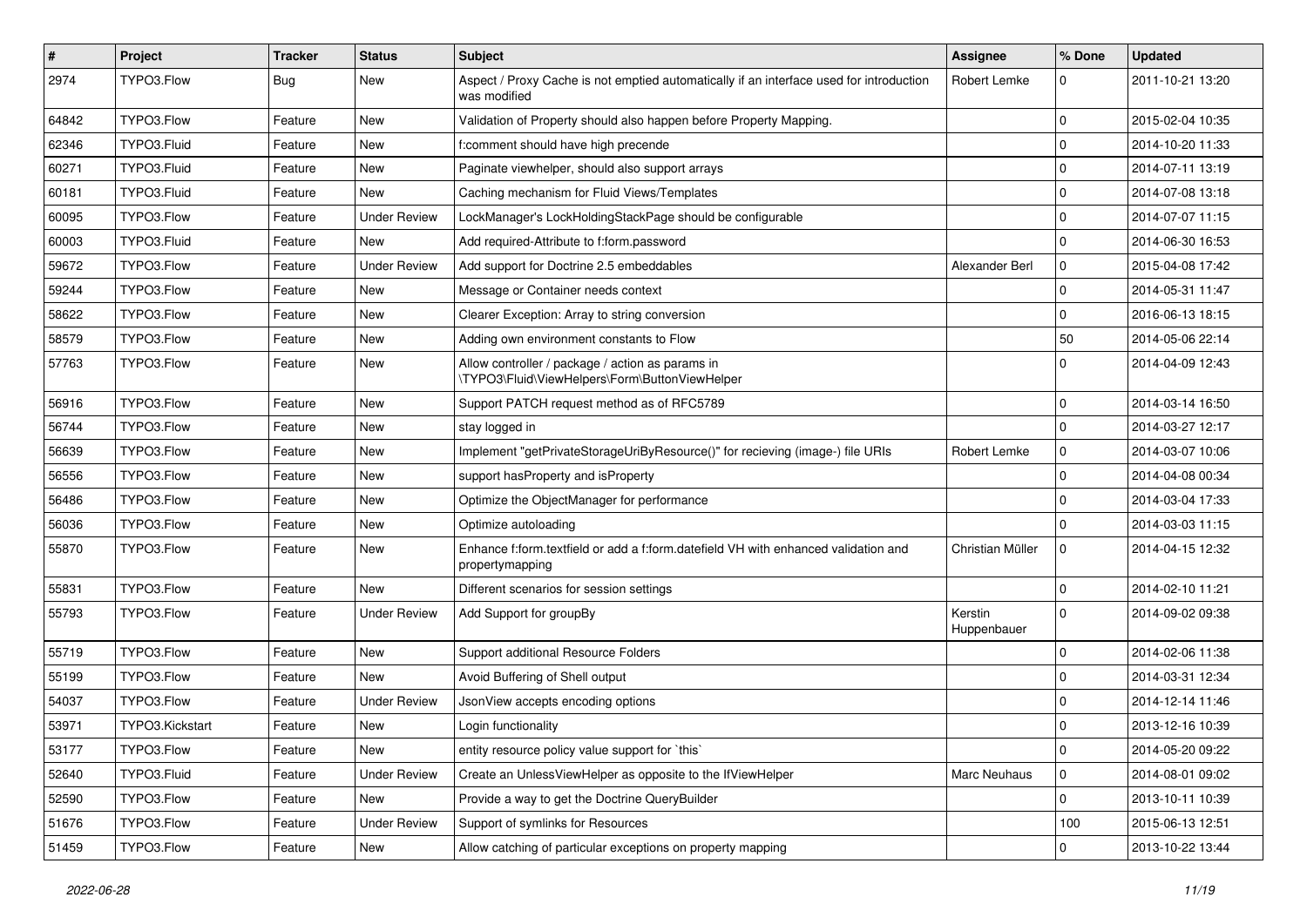| # | Project | Tracker | Status | Subject | Assignee | % Done | Updated |
|---|---|---|---|---|---|---|---|
| 2974 | TYPO3.Flow | Bug | New | Aspect / Proxy Cache is not emptied automatically if an interface used for introduction was modified | Robert Lemke | 0 | 2011-10-21 13:20 |
| 64842 | TYPO3.Flow | Feature | New | Validation of Property should also happen before Property Mapping. | | 0 | 2015-02-04 10:35 |
| 62346 | TYPO3.Fluid | Feature | New | f:comment should have high precende | | 0 | 2014-10-20 11:33 |
| 60271 | TYPO3.Fluid | Feature | New | Paginate viewhelper, should also support arrays | | 0 | 2014-07-11 13:19 |
| 60181 | TYPO3.Fluid | Feature | New | Caching mechanism for Fluid Views/Templates | | 0 | 2014-07-08 13:18 |
| 60095 | TYPO3.Flow | Feature | Under Review | LockManager's LockHoldingStackPage should be configurable | | 0 | 2014-07-07 11:15 |
| 60003 | TYPO3.Fluid | Feature | New | Add required-Attribute to f:form.password | | 0 | 2014-06-30 16:53 |
| 59672 | TYPO3.Flow | Feature | Under Review | Add support for Doctrine 2.5 embeddables | Alexander Berl | 0 | 2015-04-08 17:42 |
| 59244 | TYPO3.Flow | Feature | New | Message or Container needs context | | 0 | 2014-05-31 11:47 |
| 58622 | TYPO3.Flow | Feature | New | Clearer Exception: Array to string conversion | | 0 | 2016-06-13 18:15 |
| 58579 | TYPO3.Flow | Feature | New | Adding own environment constants to Flow | | 50 | 2014-05-06 22:14 |
| 57763 | TYPO3.Flow | Feature | New | Allow controller / package / action as params in \TYPO3\Fluid\ViewHelpers\Form\ButtonViewHelper | | 0 | 2014-04-09 12:43 |
| 56916 | TYPO3.Flow | Feature | New | Support PATCH request method as of RFC5789 | | 0 | 2014-03-14 16:50 |
| 56744 | TYPO3.Flow | Feature | New | stay logged in | | 0 | 2014-03-27 12:17 |
| 56639 | TYPO3.Flow | Feature | New | Implement "getPrivateStorageUriByResource()" for recieving (image-) file URIs | Robert Lemke | 0 | 2014-03-07 10:06 |
| 56556 | TYPO3.Flow | Feature | New | support hasProperty and isProperty | | 0 | 2014-04-08 00:34 |
| 56486 | TYPO3.Flow | Feature | New | Optimize the ObjectManager for performance | | 0 | 2014-03-04 17:33 |
| 56036 | TYPO3.Flow | Feature | New | Optimize autoloading | | 0 | 2014-03-03 11:15 |
| 55870 | TYPO3.Flow | Feature | New | Enhance f:form.textfield or add a f:form.datefield VH with enhanced validation and propertymapping | Christian Müller | 0 | 2014-04-15 12:32 |
| 55831 | TYPO3.Flow | Feature | New | Different scenarios for session settings | | 0 | 2014-02-10 11:21 |
| 55793 | TYPO3.Flow | Feature | Under Review | Add Support for groupBy | Kerstin Huppenbauer | 0 | 2014-09-02 09:38 |
| 55719 | TYPO3.Flow | Feature | New | Support additional Resource Folders | | 0 | 2014-02-06 11:38 |
| 55199 | TYPO3.Flow | Feature | New | Avoid Buffering of Shell output | | 0 | 2014-03-31 12:34 |
| 54037 | TYPO3.Flow | Feature | Under Review | JsonView accepts encoding options | | 0 | 2014-12-14 11:46 |
| 53971 | TYPO3.Kickstart | Feature | New | Login functionality | | 0 | 2013-12-16 10:39 |
| 53177 | TYPO3.Flow | Feature | New | entity resource policy value support for `this` | | 0 | 2014-05-20 09:22 |
| 52640 | TYPO3.Fluid | Feature | Under Review | Create an UnlessViewHelper as opposite to the IfViewHelper | Marc Neuhaus | 0 | 2014-08-01 09:02 |
| 52590 | TYPO3.Flow | Feature | New | Provide a way to get the Doctrine QueryBuilder | | 0 | 2013-10-11 10:39 |
| 51676 | TYPO3.Flow | Feature | Under Review | Support of symlinks for Resources | | 100 | 2015-06-13 12:51 |
| 51459 | TYPO3.Flow | Feature | New | Allow catching of particular exceptions on property mapping | | 0 | 2013-10-22 13:44 |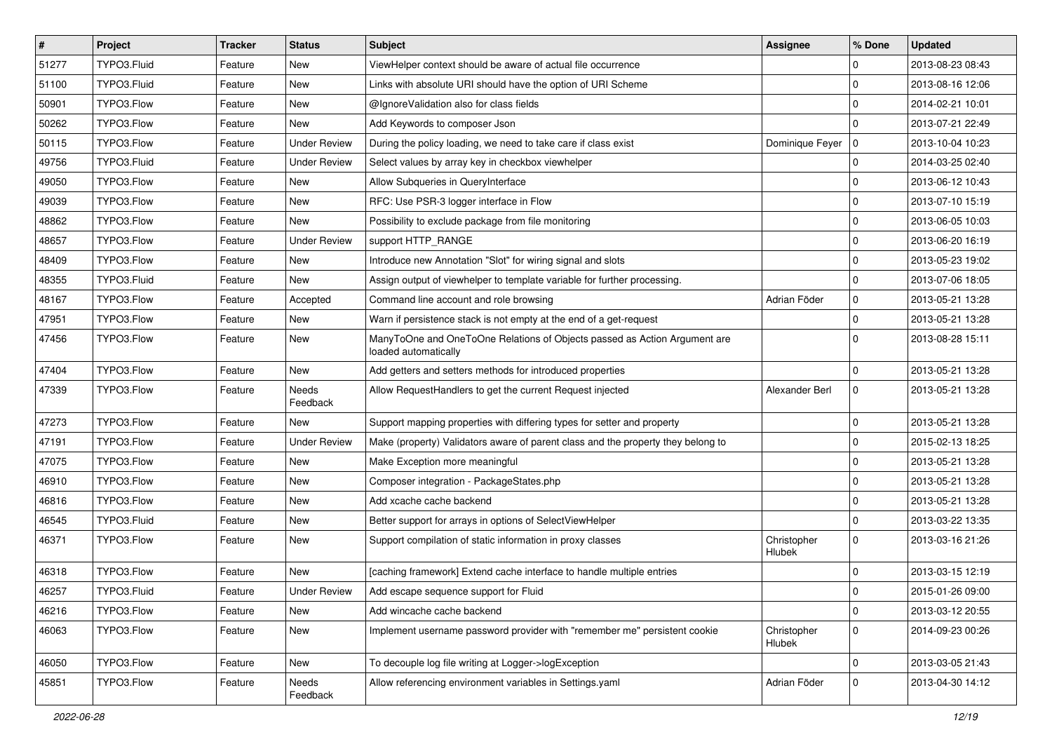| # | Project | Tracker | Status | Subject | Assignee | % Done | Updated |
|---|---|---|---|---|---|---|---|
| 51277 | TYPO3.Fluid | Feature | New | ViewHelper context should be aware of actual file occurrence | | 0 | 2013-08-23 08:43 |
| 51100 | TYPO3.Fluid | Feature | New | Links with absolute URI should have the option of URI Scheme | | 0 | 2013-08-16 12:06 |
| 50901 | TYPO3.Flow | Feature | New | @IgnoreValidation also for class fields | | 0 | 2014-02-21 10:01 |
| 50262 | TYPO3.Flow | Feature | New | Add Keywords to composer Json | | 0 | 2013-07-21 22:49 |
| 50115 | TYPO3.Flow | Feature | Under Review | During the policy loading, we need to take care if class exist | Dominique Feyer | 0 | 2013-10-04 10:23 |
| 49756 | TYPO3.Fluid | Feature | Under Review | Select values by array key in checkbox viewhelper | | 0 | 2014-03-25 02:40 |
| 49050 | TYPO3.Flow | Feature | New | Allow Subqueries in QueryInterface | | 0 | 2013-06-12 10:43 |
| 49039 | TYPO3.Flow | Feature | New | RFC: Use PSR-3 logger interface in Flow | | 0 | 2013-07-10 15:19 |
| 48862 | TYPO3.Flow | Feature | New | Possibility to exclude package from file monitoring | | 0 | 2013-06-05 10:03 |
| 48657 | TYPO3.Flow | Feature | Under Review | support HTTP_RANGE | | 0 | 2013-06-20 16:19 |
| 48409 | TYPO3.Flow | Feature | New | Introduce new Annotation "Slot" for wiring signal and slots | | 0 | 2013-05-23 19:02 |
| 48355 | TYPO3.Fluid | Feature | New | Assign output of viewhelper to template variable for further processing. | | 0 | 2013-07-06 18:05 |
| 48167 | TYPO3.Flow | Feature | Accepted | Command line account and role browsing | Adrian Föder | 0 | 2013-05-21 13:28 |
| 47951 | TYPO3.Flow | Feature | New | Warn if persistence stack is not empty at the end of a get-request | | 0 | 2013-05-21 13:28 |
| 47456 | TYPO3.Flow | Feature | New | ManyToOne and OneToOne Relations of Objects passed as Action Argument are loaded automatically | | 0 | 2013-08-28 15:11 |
| 47404 | TYPO3.Flow | Feature | New | Add getters and setters methods for introduced properties | | 0 | 2013-05-21 13:28 |
| 47339 | TYPO3.Flow | Feature | Needs Feedback | Allow RequestHandlers to get the current Request injected | Alexander Berl | 0 | 2013-05-21 13:28 |
| 47273 | TYPO3.Flow | Feature | New | Support mapping properties with differing types for setter and property | | 0 | 2013-05-21 13:28 |
| 47191 | TYPO3.Flow | Feature | Under Review | Make (property) Validators aware of parent class and the property they belong to | | 0 | 2015-02-13 18:25 |
| 47075 | TYPO3.Flow | Feature | New | Make Exception more meaningful | | 0 | 2013-05-21 13:28 |
| 46910 | TYPO3.Flow | Feature | New | Composer integration - PackageStates.php | | 0 | 2013-05-21 13:28 |
| 46816 | TYPO3.Flow | Feature | New | Add xcache cache backend | | 0 | 2013-05-21 13:28 |
| 46545 | TYPO3.Fluid | Feature | New | Better support for arrays in options of SelectViewHelper | | 0 | 2013-03-22 13:35 |
| 46371 | TYPO3.Flow | Feature | New | Support compilation of static information in proxy classes | Christopher Hlubek | 0 | 2013-03-16 21:26 |
| 46318 | TYPO3.Flow | Feature | New | [caching framework] Extend cache interface to handle multiple entries | | 0 | 2013-03-15 12:19 |
| 46257 | TYPO3.Fluid | Feature | Under Review | Add escape sequence support for Fluid | | 0 | 2015-01-26 09:00 |
| 46216 | TYPO3.Flow | Feature | New | Add wincache cache backend | | 0 | 2013-03-12 20:55 |
| 46063 | TYPO3.Flow | Feature | New | Implement username password provider with "remember me" persistent cookie | Christopher Hlubek | 0 | 2014-09-23 00:26 |
| 46050 | TYPO3.Flow | Feature | New | To decouple log file writing at Logger->logException | | 0 | 2013-03-05 21:43 |
| 45851 | TYPO3.Flow | Feature | Needs Feedback | Allow referencing environment variables in Settings.yaml | Adrian Föder | 0 | 2013-04-30 14:12 |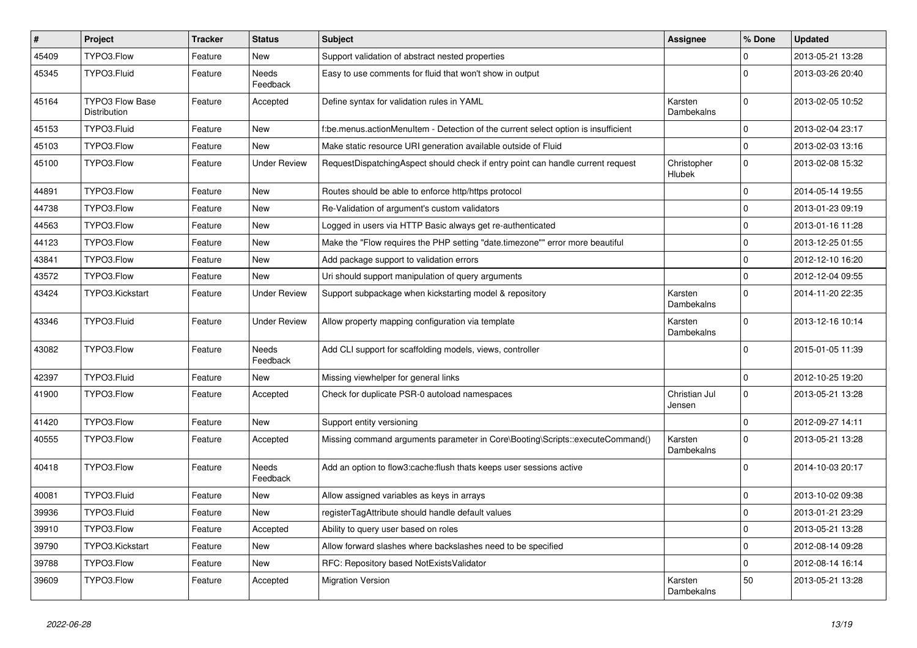| # | Project | Tracker | Status | Subject | Assignee | % Done | Updated |
|---|---|---|---|---|---|---|---|
| 45409 | TYPO3.Flow | Feature | New | Support validation of abstract nested properties | | 0 | 2013-05-21 13:28 |
| 45345 | TYPO3.Fluid | Feature | Needs Feedback | Easy to use comments for fluid that won't show in output | | 0 | 2013-03-26 20:40 |
| 45164 | TYPO3 Flow Base Distribution | Feature | Accepted | Define syntax for validation rules in YAML | Karsten Dambekalns | 0 | 2013-02-05 10:52 |
| 45153 | TYPO3.Fluid | Feature | New | f:be.menus.actionMenuItem - Detection of the current select option is insufficient | | 0 | 2013-02-04 23:17 |
| 45103 | TYPO3.Flow | Feature | New | Make static resource URI generation available outside of Fluid | | 0 | 2013-02-03 13:16 |
| 45100 | TYPO3.Flow | Feature | Under Review | RequestDispatchingAspect should check if entry point can handle current request | Christopher Hlubek | 0 | 2013-02-08 15:32 |
| 44891 | TYPO3.Flow | Feature | New | Routes should be able to enforce http/https protocol | | 0 | 2014-05-14 19:55 |
| 44738 | TYPO3.Flow | Feature | New | Re-Validation of argument's custom validators | | 0 | 2013-01-23 09:19 |
| 44563 | TYPO3.Flow | Feature | New | Logged in users via HTTP Basic always get re-authenticated | | 0 | 2013-01-16 11:28 |
| 44123 | TYPO3.Flow | Feature | New | Make the "Flow requires the PHP setting "date.timezone"" error more beautiful | | 0 | 2013-12-25 01:55 |
| 43841 | TYPO3.Flow | Feature | New | Add package support to validation errors | | 0 | 2012-12-10 16:20 |
| 43572 | TYPO3.Flow | Feature | New | Uri should support manipulation of query arguments | | 0 | 2012-12-04 09:55 |
| 43424 | TYPO3.Kickstart | Feature | Under Review | Support subpackage when kickstarting model & repository | Karsten Dambekalns | 0 | 2014-11-20 22:35 |
| 43346 | TYPO3.Fluid | Feature | Under Review | Allow property mapping configuration via template | Karsten Dambekalns | 0 | 2013-12-16 10:14 |
| 43082 | TYPO3.Flow | Feature | Needs Feedback | Add CLI support for scaffolding models, views, controller | | 0 | 2015-01-05 11:39 |
| 42397 | TYPO3.Fluid | Feature | New | Missing viewhelper for general links | | 0 | 2012-10-25 19:20 |
| 41900 | TYPO3.Flow | Feature | Accepted | Check for duplicate PSR-0 autoload namespaces | Christian Jul Jensen | 0 | 2013-05-21 13:28 |
| 41420 | TYPO3.Flow | Feature | New | Support entity versioning | | 0 | 2012-09-27 14:11 |
| 40555 | TYPO3.Flow | Feature | Accepted | Missing command arguments parameter in Core\Booting\Scripts::executeCommand() | Karsten Dambekalns | 0 | 2013-05-21 13:28 |
| 40418 | TYPO3.Flow | Feature | Needs Feedback | Add an option to flow3:cache:flush thats keeps user sessions active | | 0 | 2014-10-03 20:17 |
| 40081 | TYPO3.Fluid | Feature | New | Allow assigned variables as keys in arrays | | 0 | 2013-10-02 09:38 |
| 39936 | TYPO3.Fluid | Feature | New | registerTagAttribute should handle default values | | 0 | 2013-01-21 23:29 |
| 39910 | TYPO3.Flow | Feature | Accepted | Ability to query user based on roles | | 0 | 2013-05-21 13:28 |
| 39790 | TYPO3.Kickstart | Feature | New | Allow forward slashes where backslashes need to be specified | | 0 | 2012-08-14 09:28 |
| 39788 | TYPO3.Flow | Feature | New | RFC: Repository based NotExistsValidator | | 0 | 2012-08-14 16:14 |
| 39609 | TYPO3.Flow | Feature | Accepted | Migration Version | Karsten Dambekalns | 50 | 2013-05-21 13:28 |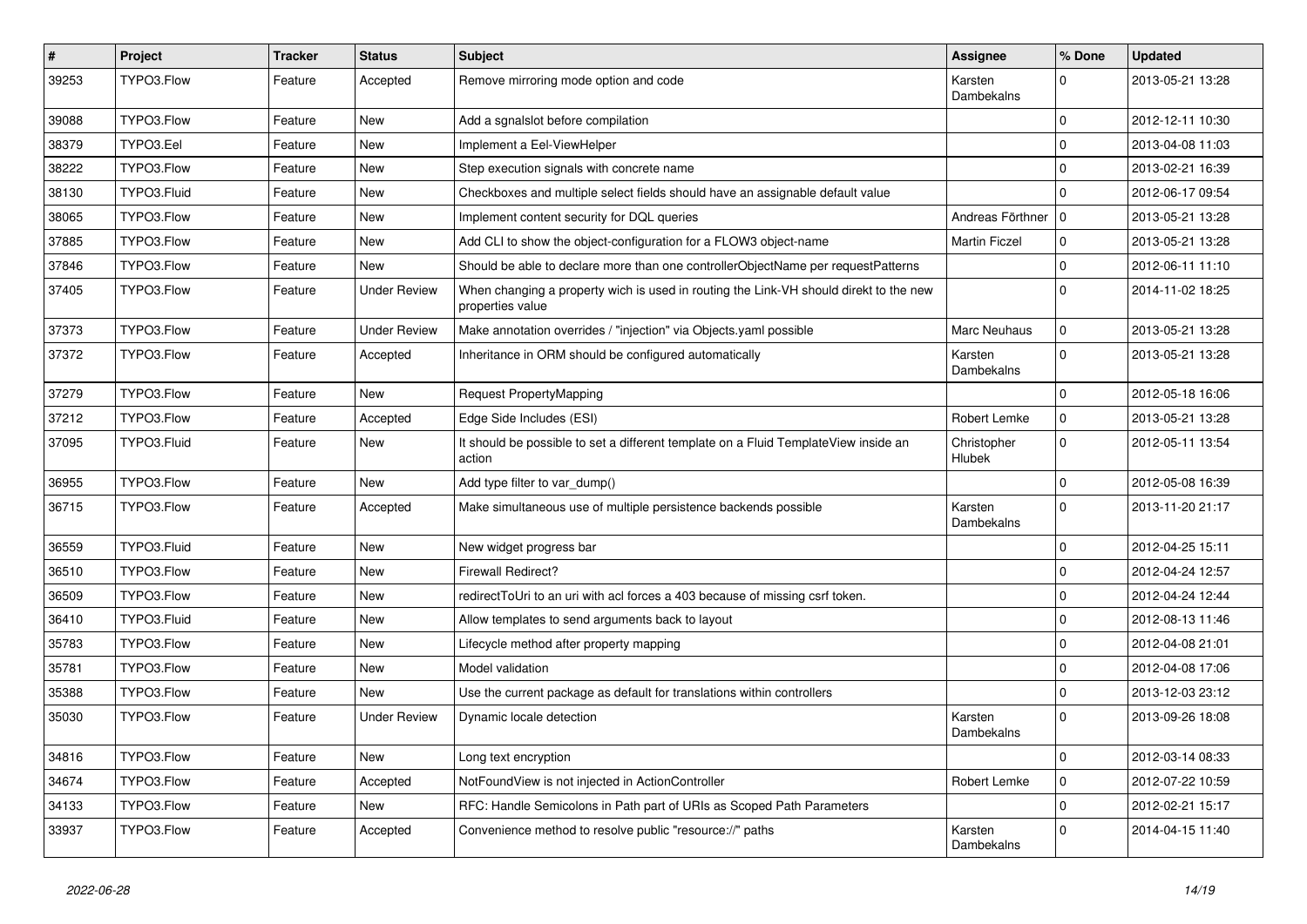| # | Project | Tracker | Status | Subject | Assignee | % Done | Updated |
|---|---|---|---|---|---|---|---|
| 39253 | TYPO3.Flow | Feature | Accepted | Remove mirroring mode option and code | Karsten Dambekalns | 0 | 2013-05-21 13:28 |
| 39088 | TYPO3.Flow | Feature | New | Add a sgnalslot before compilation | | 0 | 2012-12-11 10:30 |
| 38379 | TYPO3.Eel | Feature | New | Implement a Eel-ViewHelper | | 0 | 2013-04-08 11:03 |
| 38222 | TYPO3.Flow | Feature | New | Step execution signals with concrete name | | 0 | 2013-02-21 16:39 |
| 38130 | TYPO3.Fluid | Feature | New | Checkboxes and multiple select fields should have an assignable default value | | 0 | 2012-06-17 09:54 |
| 38065 | TYPO3.Flow | Feature | New | Implement content security for DQL queries | Andreas Förthner | 0 | 2013-05-21 13:28 |
| 37885 | TYPO3.Flow | Feature | New | Add CLI to show the object-configuration for a FLOW3 object-name | Martin Ficzel | 0 | 2013-05-21 13:28 |
| 37846 | TYPO3.Flow | Feature | New | Should be able to declare more than one controllerObjectName per requestPatterns | | 0 | 2012-06-11 11:10 |
| 37405 | TYPO3.Flow | Feature | Under Review | When changing a property wich is used in routing the Link-VH should direkt to the new properties value | | 0 | 2014-11-02 18:25 |
| 37373 | TYPO3.Flow | Feature | Under Review | Make annotation overrides / "injection" via Objects.yaml possible | Marc Neuhaus | 0 | 2013-05-21 13:28 |
| 37372 | TYPO3.Flow | Feature | Accepted | Inheritance in ORM should be configured automatically | Karsten Dambekalns | 0 | 2013-05-21 13:28 |
| 37279 | TYPO3.Flow | Feature | New | Request PropertyMapping | | 0 | 2012-05-18 16:06 |
| 37212 | TYPO3.Flow | Feature | Accepted | Edge Side Includes (ESI) | Robert Lemke | 0 | 2013-05-21 13:28 |
| 37095 | TYPO3.Fluid | Feature | New | It should be possible to set a different template on a Fluid TemplateView inside an action | Christopher Hlubek | 0 | 2012-05-11 13:54 |
| 36955 | TYPO3.Flow | Feature | New | Add type filter to var_dump() | | 0 | 2012-05-08 16:39 |
| 36715 | TYPO3.Flow | Feature | Accepted | Make simultaneous use of multiple persistence backends possible | Karsten Dambekalns | 0 | 2013-11-20 21:17 |
| 36559 | TYPO3.Fluid | Feature | New | New widget progress bar | | 0 | 2012-04-25 15:11 |
| 36510 | TYPO3.Flow | Feature | New | Firewall Redirect? | | 0 | 2012-04-24 12:57 |
| 36509 | TYPO3.Flow | Feature | New | redirectToUri to an uri with acl forces a 403 because of missing csrf token. | | 0 | 2012-04-24 12:44 |
| 36410 | TYPO3.Fluid | Feature | New | Allow templates to send arguments back to layout | | 0 | 2012-08-13 11:46 |
| 35783 | TYPO3.Flow | Feature | New | Lifecycle method after property mapping | | 0 | 2012-04-08 21:01 |
| 35781 | TYPO3.Flow | Feature | New | Model validation | | 0 | 2012-04-08 17:06 |
| 35388 | TYPO3.Flow | Feature | New | Use the current package as default for translations within controllers | | 0 | 2013-12-03 23:12 |
| 35030 | TYPO3.Flow | Feature | Under Review | Dynamic locale detection | Karsten Dambekalns | 0 | 2013-09-26 18:08 |
| 34816 | TYPO3.Flow | Feature | New | Long text encryption | | 0 | 2012-03-14 08:33 |
| 34674 | TYPO3.Flow | Feature | Accepted | NotFoundView is not injected in ActionController | Robert Lemke | 0 | 2012-07-22 10:59 |
| 34133 | TYPO3.Flow | Feature | New | RFC: Handle Semicolons in Path part of URIs as Scoped Path Parameters | | 0 | 2012-02-21 15:17 |
| 33937 | TYPO3.Flow | Feature | Accepted | Convenience method to resolve public "resource://" paths | Karsten Dambekalns | 0 | 2014-04-15 11:40 |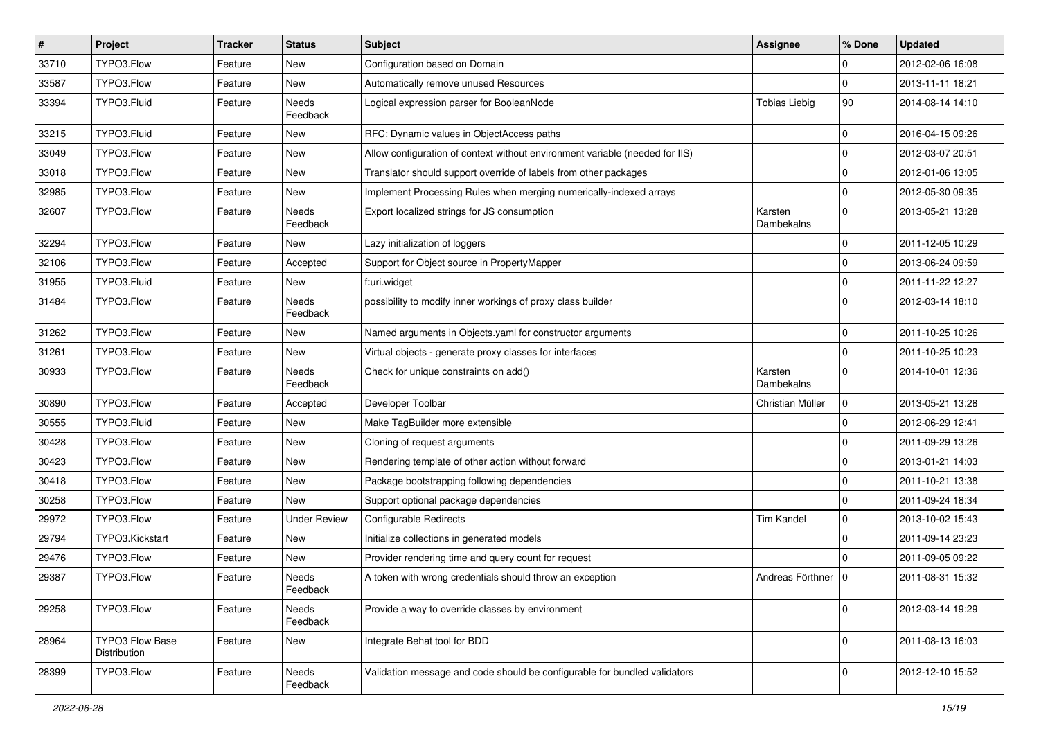| # | Project | Tracker | Status | Subject | Assignee | % Done | Updated |
|---|---|---|---|---|---|---|---|
| 33710 | TYPO3.Flow | Feature | New | Configuration based on Domain | | 0 | 2012-02-06 16:08 |
| 33587 | TYPO3.Flow | Feature | New | Automatically remove unused Resources | | 0 | 2013-11-11 18:21 |
| 33394 | TYPO3.Fluid | Feature | Needs Feedback | Logical expression parser for BooleanNode | Tobias Liebig | 90 | 2014-08-14 14:10 |
| 33215 | TYPO3.Fluid | Feature | New | RFC: Dynamic values in ObjectAccess paths | | 0 | 2016-04-15 09:26 |
| 33049 | TYPO3.Flow | Feature | New | Allow configuration of context without environment variable (needed for IIS) | | 0 | 2012-03-07 20:51 |
| 33018 | TYPO3.Flow | Feature | New | Translator should support override of labels from other packages | | 0 | 2012-01-06 13:05 |
| 32985 | TYPO3.Flow | Feature | New | Implement Processing Rules when merging numerically-indexed arrays | | 0 | 2012-05-30 09:35 |
| 32607 | TYPO3.Flow | Feature | Needs Feedback | Export localized strings for JS consumption | Karsten Dambekalns | 0 | 2013-05-21 13:28 |
| 32294 | TYPO3.Flow | Feature | New | Lazy initialization of loggers | | 0 | 2011-12-05 10:29 |
| 32106 | TYPO3.Flow | Feature | Accepted | Support for Object source in PropertyMapper | | 0 | 2013-06-24 09:59 |
| 31955 | TYPO3.Fluid | Feature | New | f:uri.widget | | 0 | 2011-11-22 12:27 |
| 31484 | TYPO3.Flow | Feature | Needs Feedback | possibility to modify inner workings of proxy class builder | | 0 | 2012-03-14 18:10 |
| 31262 | TYPO3.Flow | Feature | New | Named arguments in Objects.yaml for constructor arguments | | 0 | 2011-10-25 10:26 |
| 31261 | TYPO3.Flow | Feature | New | Virtual objects - generate proxy classes for interfaces | | 0 | 2011-10-25 10:23 |
| 30933 | TYPO3.Flow | Feature | Needs Feedback | Check for unique constraints on add() | Karsten Dambekalns | 0 | 2014-10-01 12:36 |
| 30890 | TYPO3.Flow | Feature | Accepted | Developer Toolbar | Christian Müller | 0 | 2013-05-21 13:28 |
| 30555 | TYPO3.Fluid | Feature | New | Make TagBuilder more extensible | | 0 | 2012-06-29 12:41 |
| 30428 | TYPO3.Flow | Feature | New | Cloning of request arguments | | 0 | 2011-09-29 13:26 |
| 30423 | TYPO3.Flow | Feature | New | Rendering template of other action without forward | | 0 | 2013-01-21 14:03 |
| 30418 | TYPO3.Flow | Feature | New | Package bootstrapping following dependencies | | 0 | 2011-10-21 13:38 |
| 30258 | TYPO3.Flow | Feature | New | Support optional package dependencies | | 0 | 2011-09-24 18:34 |
| 29972 | TYPO3.Flow | Feature | Under Review | Configurable Redirects | Tim Kandel | 0 | 2013-10-02 15:43 |
| 29794 | TYPO3.Kickstart | Feature | New | Initialize collections in generated models | | 0 | 2011-09-14 23:23 |
| 29476 | TYPO3.Flow | Feature | New | Provider rendering time and query count for request | | 0 | 2011-09-05 09:22 |
| 29387 | TYPO3.Flow | Feature | Needs Feedback | A token with wrong credentials should throw an exception | Andreas Förthner | 0 | 2011-08-31 15:32 |
| 29258 | TYPO3.Flow | Feature | Needs Feedback | Provide a way to override classes by environment | | 0 | 2012-03-14 19:29 |
| 28964 | TYPO3 Flow Base Distribution | Feature | New | Integrate Behat tool for BDD | | 0 | 2011-08-13 16:03 |
| 28399 | TYPO3.Flow | Feature | Needs Feedback | Validation message and code should be configurable for bundled validators | | 0 | 2012-12-10 15:52 |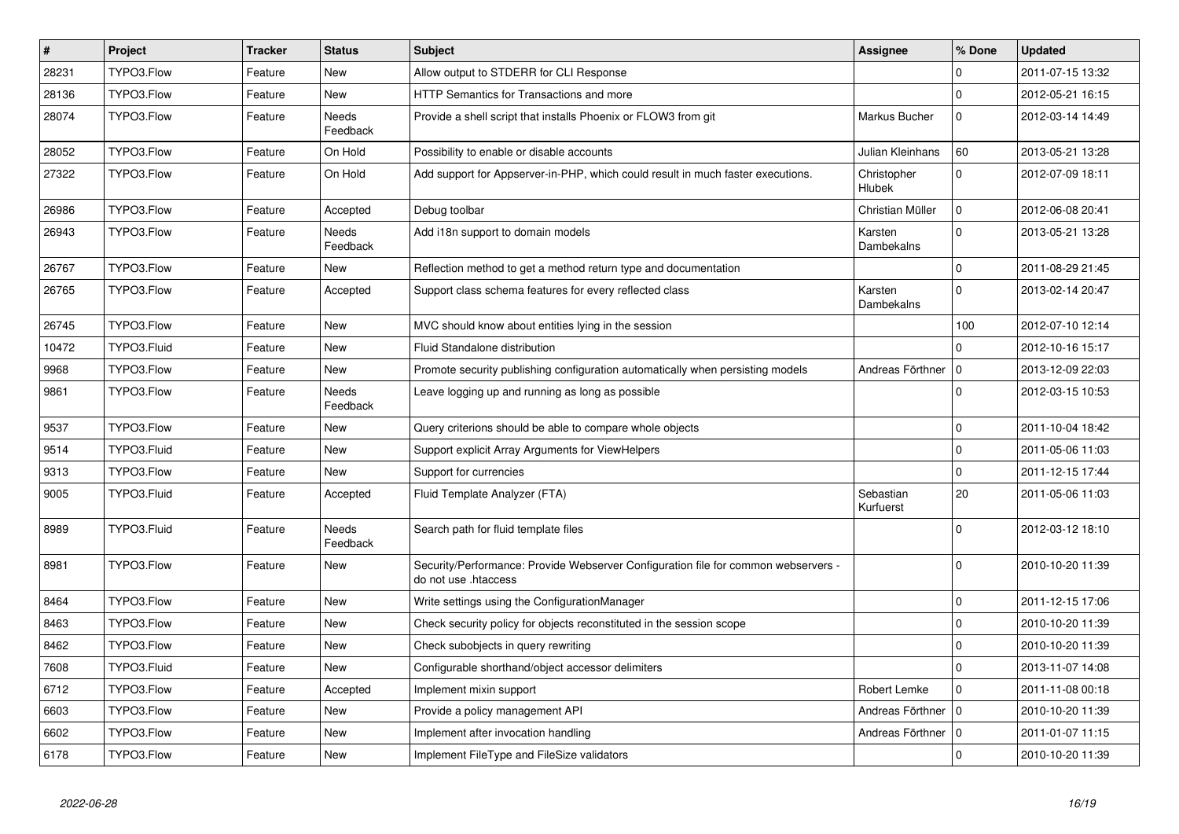| # | Project | Tracker | Status | Subject | Assignee | % Done | Updated |
| --- | --- | --- | --- | --- | --- | --- | --- |
| 28231 | TYPO3.Flow | Feature | New | Allow output to STDERR for CLI Response | | 0 | 2011-07-15 13:32 |
| 28136 | TYPO3.Flow | Feature | New | HTTP Semantics for Transactions and more | | 0 | 2012-05-21 16:15 |
| 28074 | TYPO3.Flow | Feature | Needs Feedback | Provide a shell script that installs Phoenix or FLOW3 from git | Markus Bucher | 0 | 2012-03-14 14:49 |
| 28052 | TYPO3.Flow | Feature | On Hold | Possibility to enable or disable accounts | Julian Kleinhans | 60 | 2013-05-21 13:28 |
| 27322 | TYPO3.Flow | Feature | On Hold | Add support for Appserver-in-PHP, which could result in much faster executions. | Christopher Hlubek | 0 | 2012-07-09 18:11 |
| 26986 | TYPO3.Flow | Feature | Accepted | Debug toolbar | Christian Müller | 0 | 2012-06-08 20:41 |
| 26943 | TYPO3.Flow | Feature | Needs Feedback | Add i18n support to domain models | Karsten Dambekalns | 0 | 2013-05-21 13:28 |
| 26767 | TYPO3.Flow | Feature | New | Reflection method to get a method return type and documentation | | 0 | 2011-08-29 21:45 |
| 26765 | TYPO3.Flow | Feature | Accepted | Support class schema features for every reflected class | Karsten Dambekalns | 0 | 2013-02-14 20:47 |
| 26745 | TYPO3.Flow | Feature | New | MVC should know about entities lying in the session | | 100 | 2012-07-10 12:14 |
| 10472 | TYPO3.Fluid | Feature | New | Fluid Standalone distribution | | 0 | 2012-10-16 15:17 |
| 9968 | TYPO3.Flow | Feature | New | Promote security publishing configuration automatically when persisting models | Andreas Förthner | 0 | 2013-12-09 22:03 |
| 9861 | TYPO3.Flow | Feature | Needs Feedback | Leave logging up and running as long as possible | | 0 | 2012-03-15 10:53 |
| 9537 | TYPO3.Flow | Feature | New | Query criterions should be able to compare whole objects | | 0 | 2011-10-04 18:42 |
| 9514 | TYPO3.Fluid | Feature | New | Support explicit Array Arguments for ViewHelpers | | 0 | 2011-05-06 11:03 |
| 9313 | TYPO3.Flow | Feature | New | Support for currencies | | 0 | 2011-12-15 17:44 |
| 9005 | TYPO3.Fluid | Feature | Accepted | Fluid Template Analyzer (FTA) | Sebastian Kurfuerst | 20 | 2011-05-06 11:03 |
| 8989 | TYPO3.Fluid | Feature | Needs Feedback | Search path for fluid template files | | 0 | 2012-03-12 18:10 |
| 8981 | TYPO3.Flow | Feature | New | Security/Performance: Provide Webserver Configuration file for common webservers - do not use .htaccess | | 0 | 2010-10-20 11:39 |
| 8464 | TYPO3.Flow | Feature | New | Write settings using the ConfigurationManager | | 0 | 2011-12-15 17:06 |
| 8463 | TYPO3.Flow | Feature | New | Check security policy for objects reconstituted in the session scope | | 0 | 2010-10-20 11:39 |
| 8462 | TYPO3.Flow | Feature | New | Check subobjects in query rewriting | | 0 | 2010-10-20 11:39 |
| 7608 | TYPO3.Fluid | Feature | New | Configurable shorthand/object accessor delimiters | | 0 | 2013-11-07 14:08 |
| 6712 | TYPO3.Flow | Feature | Accepted | Implement mixin support | Robert Lemke | 0 | 2011-11-08 00:18 |
| 6603 | TYPO3.Flow | Feature | New | Provide a policy management API | Andreas Förthner | 0 | 2010-10-20 11:39 |
| 6602 | TYPO3.Flow | Feature | New | Implement after invocation handling | Andreas Förthner | 0 | 2011-01-07 11:15 |
| 6178 | TYPO3.Flow | Feature | New | Implement FileType and FileSize validators | | 0 | 2010-10-20 11:39 |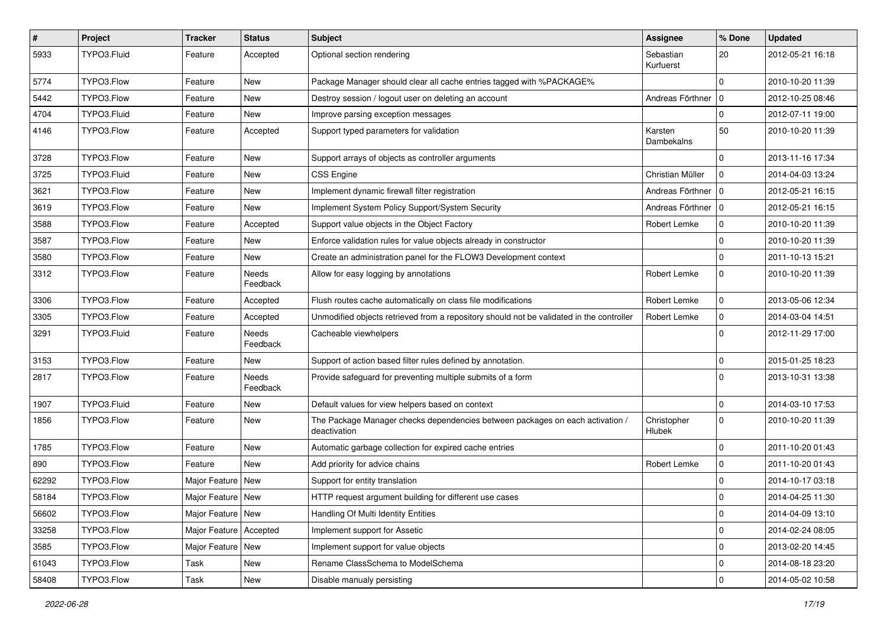| # | Project | Tracker | Status | Subject | Assignee | % Done | Updated |
|---|---|---|---|---|---|---|---|
| 5933 | TYPO3.Fluid | Feature | Accepted | Optional section rendering | Sebastian Kurfuerst | 20 | 2012-05-21 16:18 |
| 5774 | TYPO3.Flow | Feature | New | Package Manager should clear all cache entries tagged with %PACKAGE% | | 0 | 2010-10-20 11:39 |
| 5442 | TYPO3.Flow | Feature | New | Destroy session / logout user on deleting an account | Andreas Förthner | 0 | 2012-10-25 08:46 |
| 4704 | TYPO3.Fluid | Feature | New | Improve parsing exception messages | | 0 | 2012-07-11 19:00 |
| 4146 | TYPO3.Flow | Feature | Accepted | Support typed parameters for validation | Karsten Dambekalns | 50 | 2010-10-20 11:39 |
| 3728 | TYPO3.Flow | Feature | New | Support arrays of objects as controller arguments | | 0 | 2013-11-16 17:34 |
| 3725 | TYPO3.Fluid | Feature | New | CSS Engine | Christian Müller | 0 | 2014-04-03 13:24 |
| 3621 | TYPO3.Flow | Feature | New | Implement dynamic firewall filter registration | Andreas Förthner | 0 | 2012-05-21 16:15 |
| 3619 | TYPO3.Flow | Feature | New | Implement System Policy Support/System Security | Andreas Förthner | 0 | 2012-05-21 16:15 |
| 3588 | TYPO3.Flow | Feature | Accepted | Support value objects in the Object Factory | Robert Lemke | 0 | 2010-10-20 11:39 |
| 3587 | TYPO3.Flow | Feature | New | Enforce validation rules for value objects already in constructor | | 0 | 2010-10-20 11:39 |
| 3580 | TYPO3.Flow | Feature | New | Create an administration panel for the FLOW3 Development context | | 0 | 2011-10-13 15:21 |
| 3312 | TYPO3.Flow | Feature | Needs Feedback | Allow for easy logging by annotations | Robert Lemke | 0 | 2010-10-20 11:39 |
| 3306 | TYPO3.Flow | Feature | Accepted | Flush routes cache automatically on class file modifications | Robert Lemke | 0 | 2013-05-06 12:34 |
| 3305 | TYPO3.Flow | Feature | Accepted | Unmodified objects retrieved from a repository should not be validated in the controller | Robert Lemke | 0 | 2014-03-04 14:51 |
| 3291 | TYPO3.Fluid | Feature | Needs Feedback | Cacheable viewhelpers | | 0 | 2012-11-29 17:00 |
| 3153 | TYPO3.Flow | Feature | New | Support of action based filter rules defined by annotation. | | 0 | 2015-01-25 18:23 |
| 2817 | TYPO3.Flow | Feature | Needs Feedback | Provide safeguard for preventing multiple submits of a form | | 0 | 2013-10-31 13:38 |
| 1907 | TYPO3.Fluid | Feature | New | Default values for view helpers based on context | | 0 | 2014-03-10 17:53 |
| 1856 | TYPO3.Flow | Feature | New | The Package Manager checks dependencies between packages on each activation / deactivation | Christopher Hlubek | 0 | 2010-10-20 11:39 |
| 1785 | TYPO3.Flow | Feature | New | Automatic garbage collection for expired cache entries | | 0 | 2011-10-20 01:43 |
| 890 | TYPO3.Flow | Feature | New | Add priority for advice chains | Robert Lemke | 0 | 2011-10-20 01:43 |
| 62292 | TYPO3.Flow | Major Feature | New | Support for entity translation | | 0 | 2014-10-17 03:18 |
| 58184 | TYPO3.Flow | Major Feature | New | HTTP request argument building for different use cases | | 0 | 2014-04-25 11:30 |
| 56602 | TYPO3.Flow | Major Feature | New | Handling Of Multi Identity Entities | | 0 | 2014-04-09 13:10 |
| 33258 | TYPO3.Flow | Major Feature | Accepted | Implement support for Assetic | | 0 | 2014-02-24 08:05 |
| 3585 | TYPO3.Flow | Major Feature | New | Implement support for value objects | | 0 | 2013-02-20 14:45 |
| 61043 | TYPO3.Flow | Task | New | Rename ClassSchema to ModelSchema | | 0 | 2014-08-18 23:20 |
| 58408 | TYPO3.Flow | Task | New | Disable manualy persisting | | 0 | 2014-05-02 10:58 |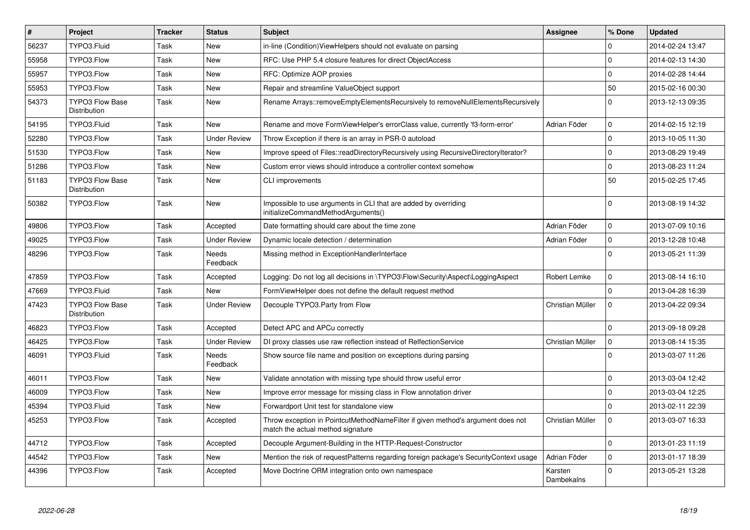| # | Project | Tracker | Status | Subject | Assignee | % Done | Updated |
|---|---|---|---|---|---|---|---|
| 56237 | TYPO3.Fluid | Task | New | in-line (Condition)ViewHelpers should not evaluate on parsing | | 0 | 2014-02-24 13:47 |
| 55958 | TYPO3.Flow | Task | New | RFC: Use PHP 5.4 closure features for direct ObjectAccess | | 0 | 2014-02-13 14:30 |
| 55957 | TYPO3.Flow | Task | New | RFC: Optimize AOP proxies | | 0 | 2014-02-28 14:44 |
| 55953 | TYPO3.Flow | Task | New | Repair and streamline ValueObject support | | 50 | 2015-02-16 00:30 |
| 54373 | TYPO3 Flow Base Distribution | Task | New | Rename Arrays::removeEmptyElementsRecursively to removeNullElementsRecursively | | 0 | 2013-12-13 09:35 |
| 54195 | TYPO3.Fluid | Task | New | Rename and move FormViewHelper's errorClass value, currently 'f3-form-error' | Adrian Föder | 0 | 2014-02-15 12:19 |
| 52280 | TYPO3.Flow | Task | Under Review | Throw Exception if there is an array in PSR-0 autoload | | 0 | 2013-10-05 11:30 |
| 51530 | TYPO3.Flow | Task | New | Improve speed of Files::readDirectoryRecursively using RecursiveDirectoryIterator? | | 0 | 2013-08-29 19:49 |
| 51286 | TYPO3.Flow | Task | New | Custom error views should introduce a controller context somehow | | 0 | 2013-08-23 11:24 |
| 51183 | TYPO3 Flow Base Distribution | Task | New | CLI improvements | | 50 | 2015-02-25 17:45 |
| 50382 | TYPO3.Flow | Task | New | Impossible to use arguments in CLI that are added by overriding initializeCommandMethodArguments() | | 0 | 2013-08-19 14:32 |
| 49806 | TYPO3.Flow | Task | Accepted | Date formatting should care about the time zone | Adrian Föder | 0 | 2013-07-09 10:16 |
| 49025 | TYPO3.Flow | Task | Under Review | Dynamic locale detection / determination | Adrian Föder | 0 | 2013-12-28 10:48 |
| 48296 | TYPO3.Flow | Task | Needs Feedback | Missing method in ExceptionHandlerInterface | | 0 | 2013-05-21 11:39 |
| 47859 | TYPO3.Flow | Task | Accepted | Logging: Do not log all decisions in \TYPO3\Flow\Security\Aspect\LoggingAspect | Robert Lemke | 0 | 2013-08-14 16:10 |
| 47669 | TYPO3.Fluid | Task | New | FormViewHelper does not define the default request method | | 0 | 2013-04-28 16:39 |
| 47423 | TYPO3 Flow Base Distribution | Task | Under Review | Decouple TYPO3.Party from Flow | Christian Müller | 0 | 2013-04-22 09:34 |
| 46823 | TYPO3.Flow | Task | Accepted | Detect APC and APCu correctly | | 0 | 2013-09-18 09:28 |
| 46425 | TYPO3.Flow | Task | Under Review | DI proxy classes use raw reflection instead of RelfectionService | Christian Müller | 0 | 2013-08-14 15:35 |
| 46091 | TYPO3.Fluid | Task | Needs Feedback | Show source file name and position on exceptions during parsing | | 0 | 2013-03-07 11:26 |
| 46011 | TYPO3.Flow | Task | New | Validate annotation with missing type should throw useful error | | 0 | 2013-03-04 12:42 |
| 46009 | TYPO3.Flow | Task | New | Improve error message for missing class in Flow annotation driver | | 0 | 2013-03-04 12:25 |
| 45394 | TYPO3.Fluid | Task | New | Forwardport Unit test for standalone view | | 0 | 2013-02-11 22:39 |
| 45253 | TYPO3.Flow | Task | Accepted | Throw exception in PointcutMethodNameFilter if given method's argument does not match the actual method signature | Christian Müller | 0 | 2013-03-07 16:33 |
| 44712 | TYPO3.Flow | Task | Accepted | Decouple Argument-Building in the HTTP-Request-Constructor | | 0 | 2013-01-23 11:19 |
| 44542 | TYPO3.Flow | Task | New | Mention the risk of requestPatterns regarding foreign package's SecurityContext usage | Adrian Föder | 0 | 2013-01-17 18:39 |
| 44396 | TYPO3.Flow | Task | Accepted | Move Doctrine ORM integration onto own namespace | Karsten Dambekalns | 0 | 2013-05-21 13:28 |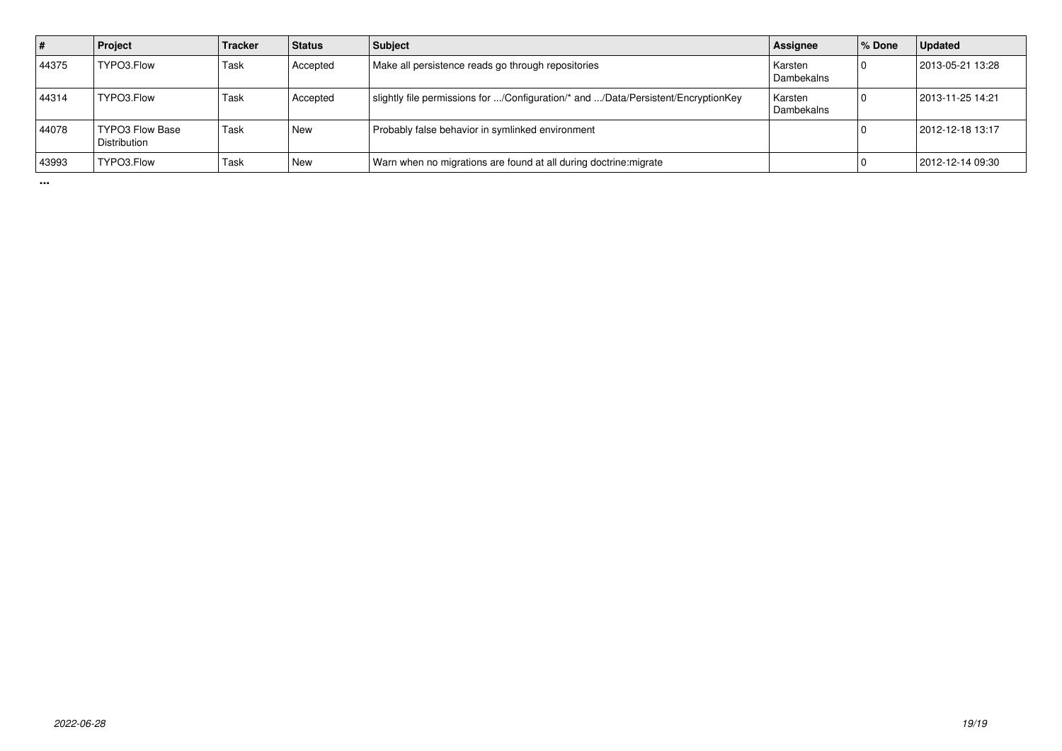| # | Project | Tracker | Status | Subject | Assignee | % Done | Updated |
|---|---|---|---|---|---|---|---|
| 44375 | TYPO3.Flow | Task | Accepted | Make all persistence reads go through repositories | Karsten Dambekalns | 0 | 2013-05-21 13:28 |
| 44314 | TYPO3.Flow | Task | Accepted | slightly file permissions for .../Configuration/* and .../Data/Persistent/EncryptionKey | Karsten Dambekalns | 0 | 2013-11-25 14:21 |
| 44078 | TYPO3 Flow Base Distribution | Task | New | Probably false behavior in symlinked environment | | 0 | 2012-12-18 13:17 |
| 43993 | TYPO3.Flow | Task | New | Warn when no migrations are found at all during doctrine:migrate | | 0 | 2012-12-14 09:30 |

...